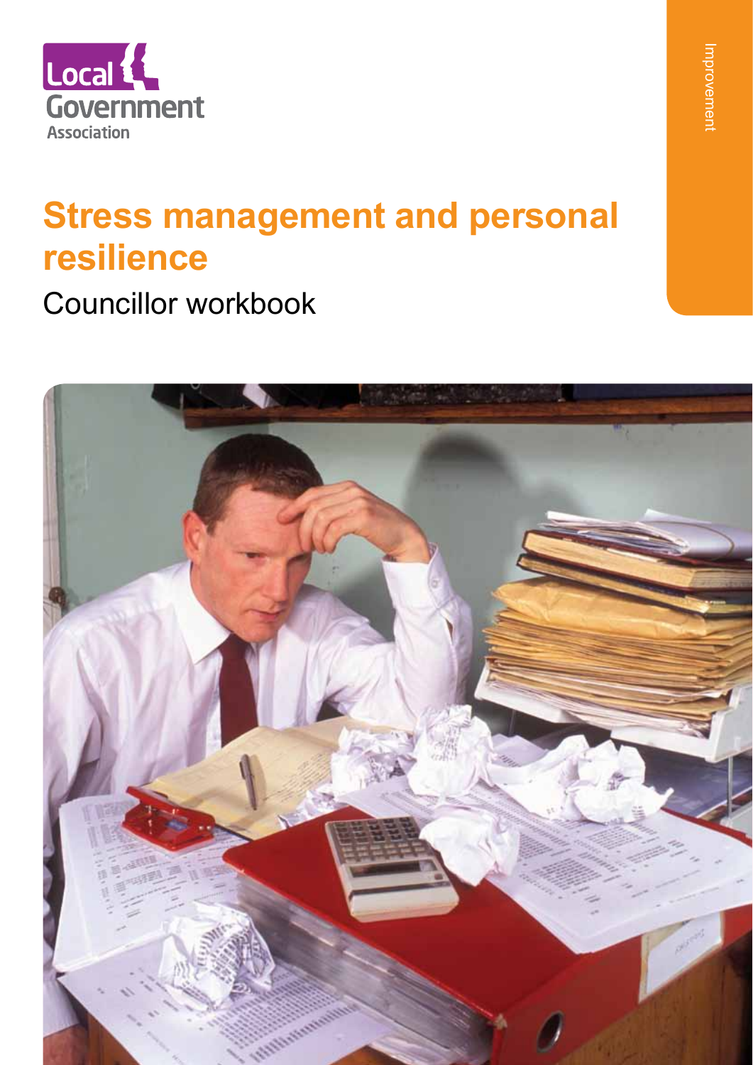Local Government Association

Improvement

# Stress management and personal resilience

## Councillor workbook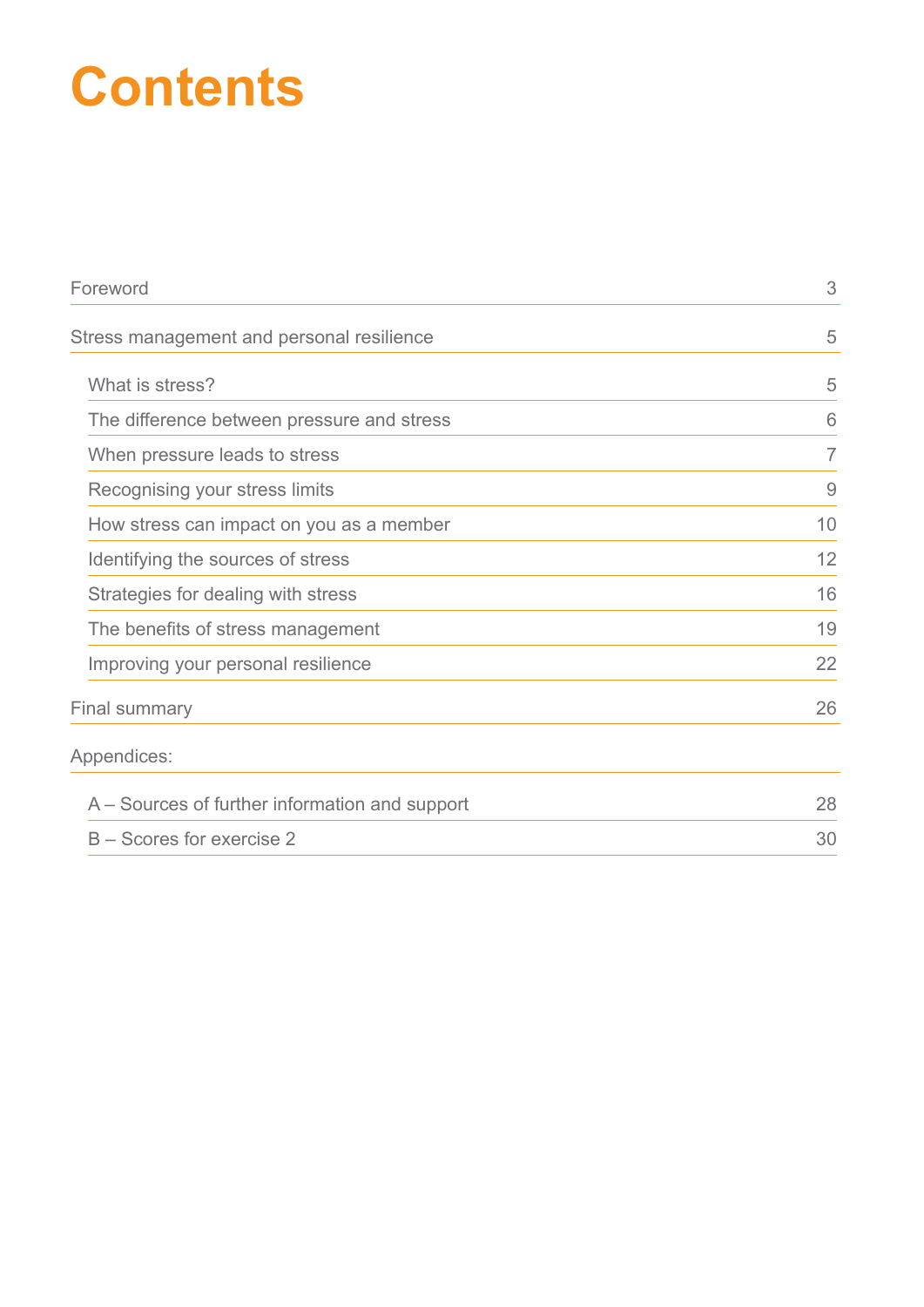# Contents

| | |
|---|---|
| Foreword | 3 |
| Stress management and personal resilience | 5 |
| What is stress? | 5 |
| The difference between pressure and stress | 6 |
| When pressure leads to stress | 7 |
| Recognising your stress limits | 9 |
| How stress can impact on you as a member | 10 |
| Identifying the sources of stress | 12 |
| Strategies for dealing with stress | 16 |
| The benefits of stress management | 19 |
| Improving your personal resilience | 22 |
| Final summary | 26 |
| Appendices: | |
| A – Sources of further information and support | 28 |
| B – Scores for exercise 2 | 30 |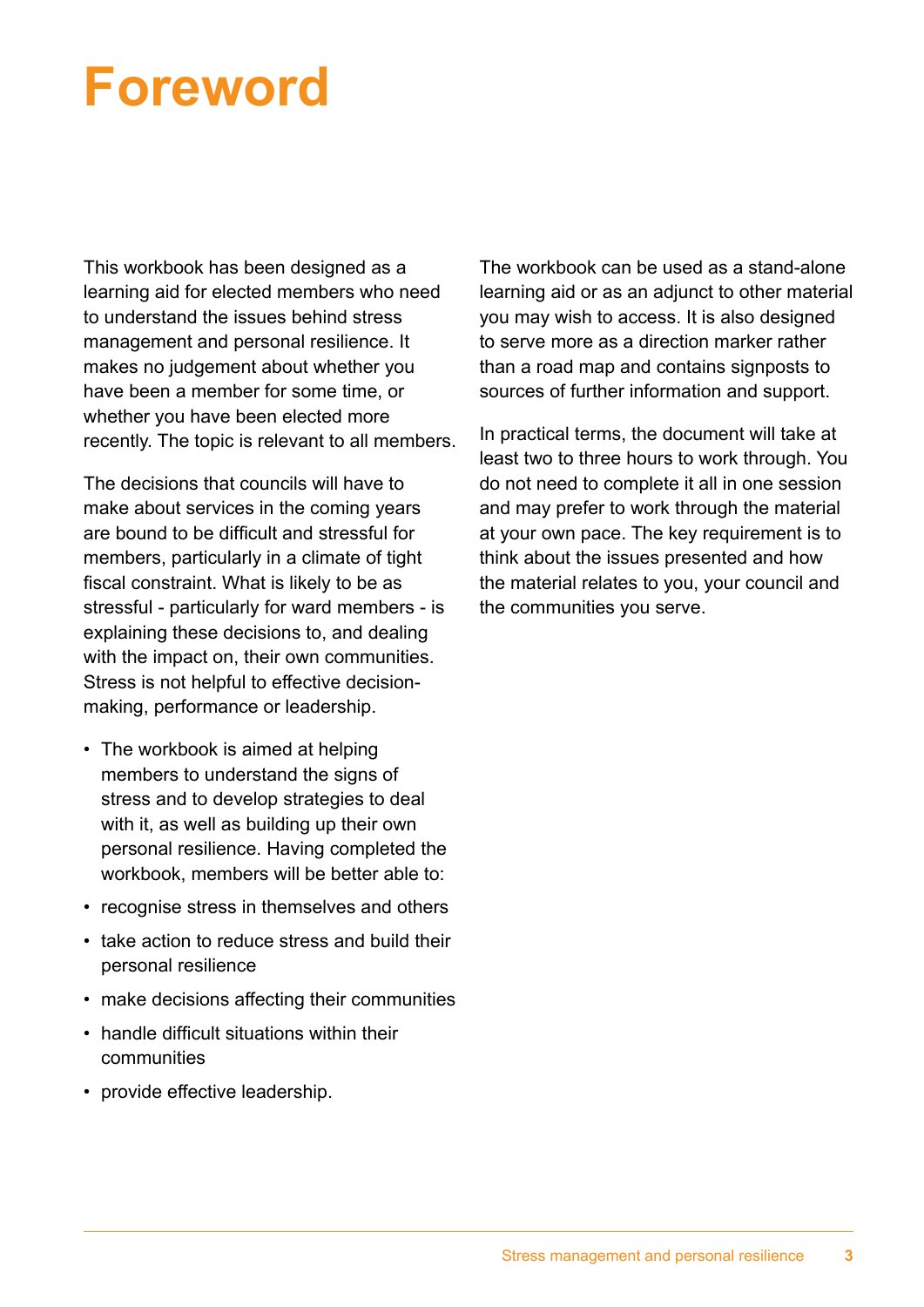# Foreword

This workbook has been designed as a learning aid for elected members who need to understand the issues behind stress management and personal resilience. It makes no judgement about whether you have been a member for some time, or whether you have been elected more recently. The topic is relevant to all members.

The decisions that councils will have to make about services in the coming years are bound to be difficult and stressful for members, particularly in a climate of tight fiscal constraint. What is likely to be as stressful - particularly for ward members - is explaining these decisions to, and dealing with the impact on, their own communities. Stress is not helpful to effective decision-making, performance or leadership.

- The workbook is aimed at helping members to understand the signs of stress and to develop strategies to deal with it, as well as building up their own personal resilience. Having completed the workbook, members will be better able to:
- recognise stress in themselves and others
- take action to reduce stress and build their personal resilience
- make decisions affecting their communities
- handle difficult situations within their communities
- provide effective leadership.

The workbook can be used as a stand-alone learning aid or as an adjunct to other material you may wish to access. It is also designed to serve more as a direction marker rather than a road map and contains signposts to sources of further information and support.

In practical terms, the document will take at least two to three hours to work through. You do not need to complete it all in one session and may prefer to work through the material at your own pace. The key requirement is to think about the issues presented and how the material relates to you, your council and the communities you serve.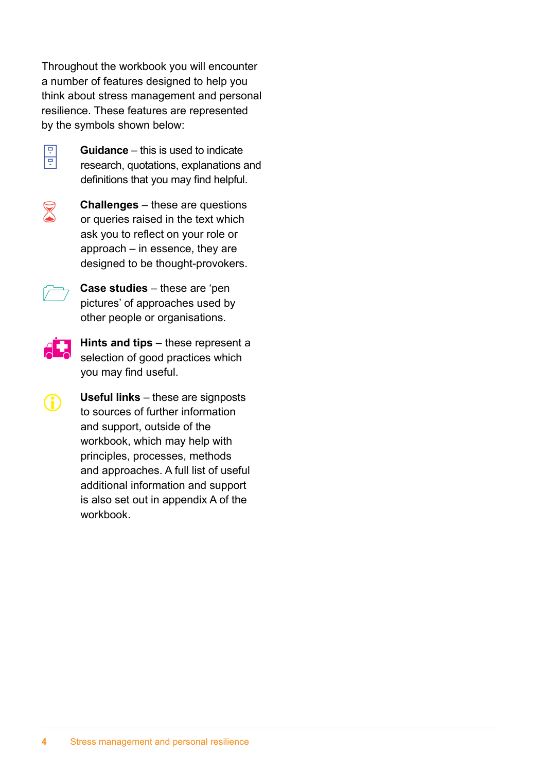Throughout the workbook you will encounter a number of features designed to help you think about stress management and personal resilience. These features are represented by the symbols shown below:

**Guidance** – this is used to indicate research, quotations, explanations and definitions that you may find helpful.

**Challenges** – these are questions or queries raised in the text which ask you to reflect on your role or approach – in essence, they are designed to be thought-provokers.

**Case studies** – these are 'pen pictures' of approaches used by other people or organisations.

**Hints and tips** – these represent a selection of good practices which you may find useful.

**Useful links** – these are signposts to sources of further information and support, outside of the workbook, which may help with principles, processes, methods and approaches. A full list of useful additional information and support is also set out in appendix A of the workbook.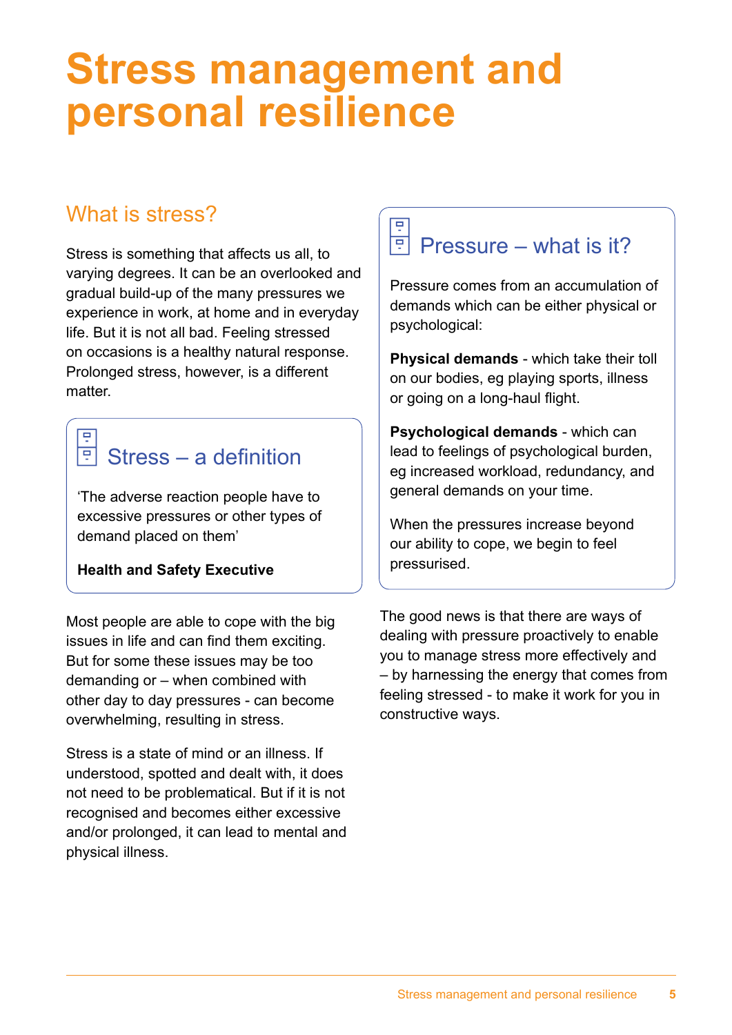# Stress management and personal resilience

## What is stress?

Stress is something that affects us all, to varying degrees. It can be an overlooked and gradual build-up of the many pressures we experience in work, at home and in everyday life. But it is not all bad. Feeling stressed on occasions is a healthy natural response. Prolonged stress, however, is a different matter.

### Stress – a definition

'The adverse reaction people have to excessive pressures or other types of demand placed on them'

**Health and Safety Executive**

Most people are able to cope with the big issues in life and can find them exciting. But for some these issues may be too demanding or – when combined with other day to day pressures - can become overwhelming, resulting in stress.

Stress is a state of mind or an illness. If understood, spotted and dealt with, it does not need to be problematical. But if it is not recognised and becomes either excessive and/or prolonged, it can lead to mental and physical illness.

### Pressure – what is it?

Pressure comes from an accumulation of demands which can be either physical or psychological:

**Physical demands** - which take their toll on our bodies, eg playing sports, illness or going on a long-haul flight.

**Psychological demands** - which can lead to feelings of psychological burden, eg increased workload, redundancy, and general demands on your time.

When the pressures increase beyond our ability to cope, we begin to feel pressurised.

The good news is that there are ways of dealing with pressure proactively to enable you to manage stress more effectively and – by harnessing the energy that comes from feeling stressed - to make it work for you in constructive ways.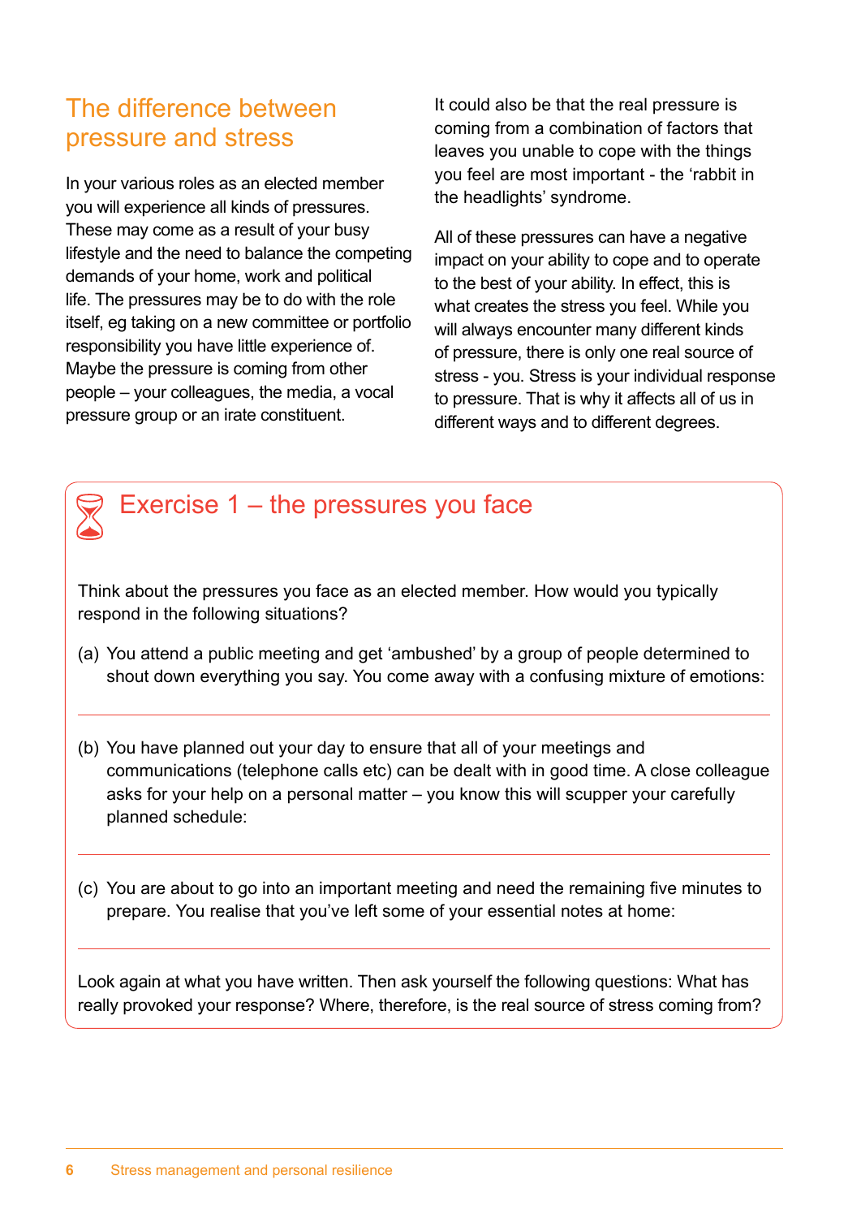## The difference between pressure and stress

In your various roles as an elected member you will experience all kinds of pressures. These may come as a result of your busy lifestyle and the need to balance the competing demands of your home, work and political life. The pressures may be to do with the role itself, eg taking on a new committee or portfolio responsibility you have little experience of. Maybe the pressure is coming from other people – your colleagues, the media, a vocal pressure group or an irate constituent.

It could also be that the real pressure is coming from a combination of factors that leaves you unable to cope with the things you feel are most important - the 'rabbit in the headlights' syndrome.

All of these pressures can have a negative impact on your ability to cope and to operate to the best of your ability. In effect, this is what creates the stress you feel. While you will always encounter many different kinds of pressure, there is only one real source of stress - you. Stress is your individual response to pressure. That is why it affects all of us in different ways and to different degrees.

### Exercise 1 – the pressures you face

Think about the pressures you face as an elected member. How would you typically respond in the following situations?

(a) You attend a public meeting and get 'ambushed' by a group of people determined to shout down everything you say. You come away with a confusing mixture of emotions:

---

(b) You have planned out your day to ensure that all of your meetings and communications (telephone calls etc) can be dealt with in good time. A close colleague asks for your help on a personal matter – you know this will scupper your carefully planned schedule:

---

(c) You are about to go into an important meeting and need the remaining five minutes to prepare. You realise that you've left some of your essential notes at home:

---

Look again at what you have written. Then ask yourself the following questions: What has really provoked your response? Where, therefore, is the real source of stress coming from?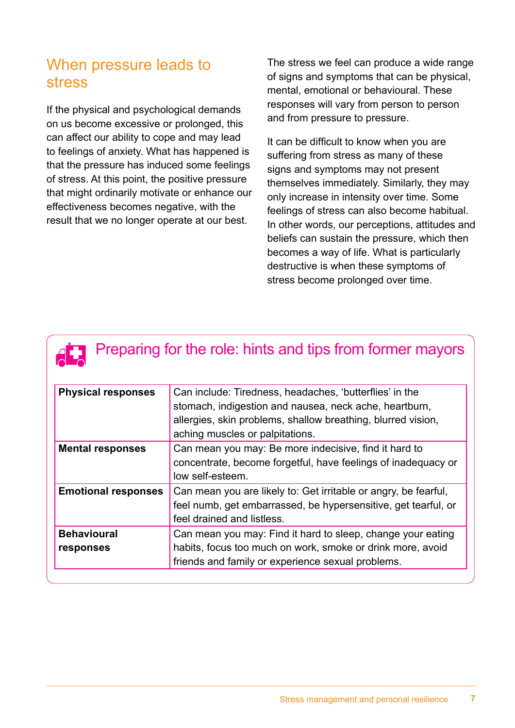## When pressure leads to stress

If the physical and psychological demands on us become excessive or prolonged, this can affect our ability to cope and may lead to feelings of anxiety. What has happened is that the pressure has induced some feelings of stress. At this point, the positive pressure that might ordinarily motivate or enhance our effectiveness becomes negative, with the result that we no longer operate at our best.

The stress we feel can produce a wide range of signs and symptoms that can be physical, mental, emotional or behavioural. These responses will vary from person to person and from pressure to pressure.

It can be difficult to know when you are suffering from stress as many of these signs and symptoms may not present themselves immediately. Similarly, they may only increase in intensity over time. Some feelings of stress can also become habitual. In other words, our perceptions, attitudes and beliefs can sustain the pressure, which then becomes a way of life. What is particularly destructive is when these symptoms of stress become prolonged over time.

### Preparing for the role: hints and tips from former mayors

| | |
|---|---|
| **Physical responses** | Can include: Tiredness, headaches, 'butterflies' in the stomach, indigestion and nausea, neck ache, heartburn, allergies, skin problems, shallow breathing, blurred vision, aching muscles or palpitations. |
| **Mental responses** | Can mean you may: Be more indecisive, find it hard to concentrate, become forgetful, have feelings of inadequacy or low self-esteem. |
| **Emotional responses** | Can mean you are likely to: Get irritable or angry, be fearful, feel numb, get embarrassed, be hypersensitive, get tearful, or feel drained and listless. |
| **Behavioural responses** | Can mean you may: Find it hard to sleep, change your eating habits, focus too much on work, smoke or drink more, avoid friends and family or experience sexual problems. |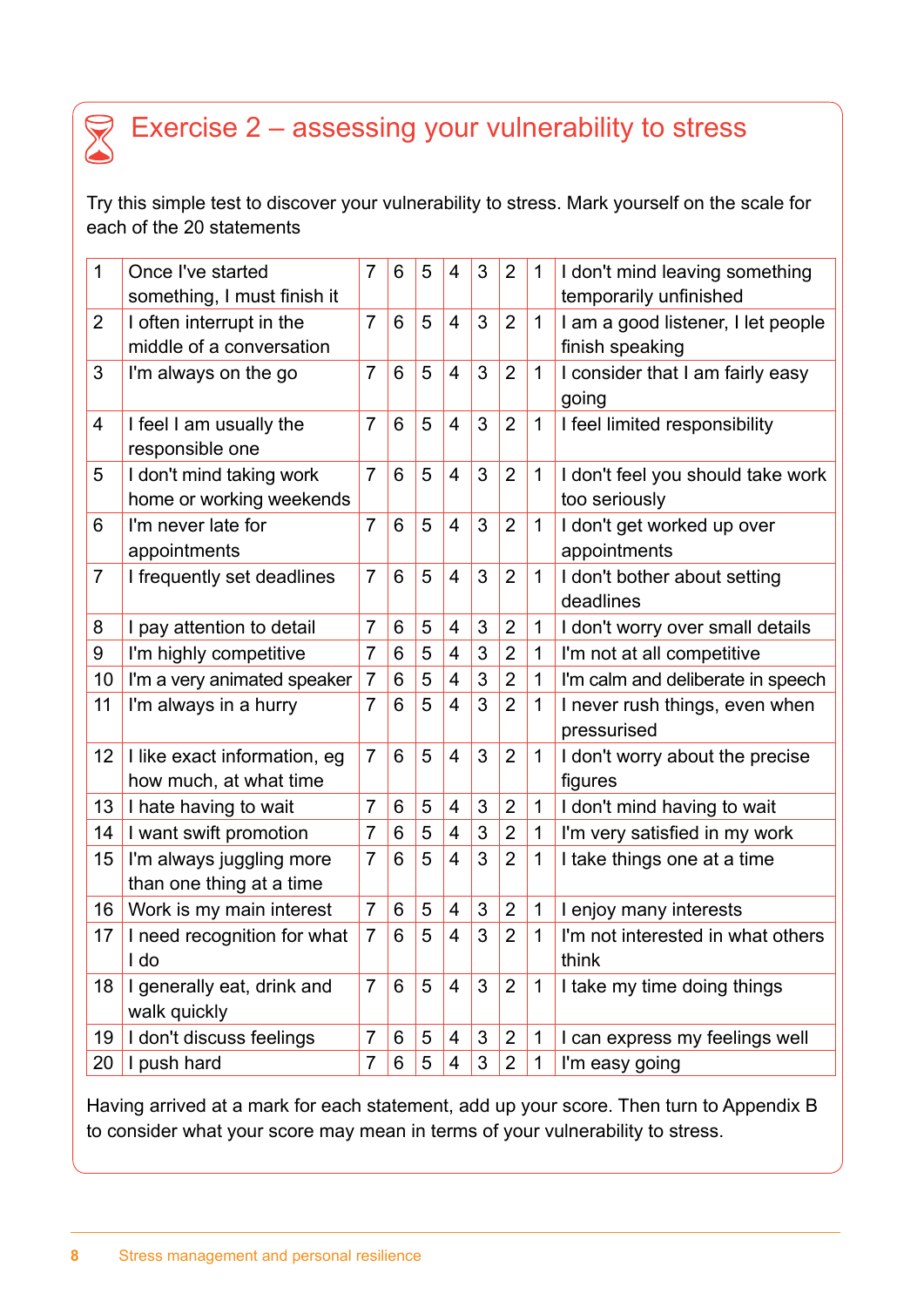## Exercise 2 – assessing your vulnerability to stress

Try this simple test to discover your vulnerability to stress. Mark yourself on the scale for each of the 20 statements

| | | | | | | | | | |
|---|---|---|---|---|---|---|---|---|---|
| 1 | Once I've started something, I must finish it | 7 | 6 | 5 | 4 | 3 | 2 | 1 | I don't mind leaving something temporarily unfinished |
| 2 | I often interrupt in the middle of a conversation | 7 | 6 | 5 | 4 | 3 | 2 | 1 | I am a good listener, I let people finish speaking |
| 3 | I'm always on the go | 7 | 6 | 5 | 4 | 3 | 2 | 1 | I consider that I am fairly easy going |
| 4 | I feel I am usually the responsible one | 7 | 6 | 5 | 4 | 3 | 2 | 1 | I feel limited responsibility |
| 5 | I don't mind taking work home or working weekends | 7 | 6 | 5 | 4 | 3 | 2 | 1 | I don't feel you should take work too seriously |
| 6 | I'm never late for appointments | 7 | 6 | 5 | 4 | 3 | 2 | 1 | I don't get worked up over appointments |
| 7 | I frequently set deadlines | 7 | 6 | 5 | 4 | 3 | 2 | 1 | I don't bother about setting deadlines |
| 8 | I pay attention to detail | 7 | 6 | 5 | 4 | 3 | 2 | 1 | I don't worry over small details |
| 9 | I'm highly competitive | 7 | 6 | 5 | 4 | 3 | 2 | 1 | I'm not at all competitive |
| 10 | I'm a very animated speaker | 7 | 6 | 5 | 4 | 3 | 2 | 1 | I'm calm and deliberate in speech |
| 11 | I'm always in a hurry | 7 | 6 | 5 | 4 | 3 | 2 | 1 | I never rush things, even when pressurised |
| 12 | I like exact information, eg how much, at what time | 7 | 6 | 5 | 4 | 3 | 2 | 1 | I don't worry about the precise figures |
| 13 | I hate having to wait | 7 | 6 | 5 | 4 | 3 | 2 | 1 | I don't mind having to wait |
| 14 | I want swift promotion | 7 | 6 | 5 | 4 | 3 | 2 | 1 | I'm very satisfied in my work |
| 15 | I'm always juggling more than one thing at a time | 7 | 6 | 5 | 4 | 3 | 2 | 1 | I take things one at a time |
| 16 | Work is my main interest | 7 | 6 | 5 | 4 | 3 | 2 | 1 | I enjoy many interests |
| 17 | I need recognition for what I do | 7 | 6 | 5 | 4 | 3 | 2 | 1 | I'm not interested in what others think |
| 18 | I generally eat, drink and walk quickly | 7 | 6 | 5 | 4 | 3 | 2 | 1 | I take my time doing things |
| 19 | I don't discuss feelings | 7 | 6 | 5 | 4 | 3 | 2 | 1 | I can express my feelings well |
| 20 | I push hard | 7 | 6 | 5 | 4 | 3 | 2 | 1 | I'm easy going |

Having arrived at a mark for each statement, add up your score. Then turn to Appendix B to consider what your score may mean in terms of your vulnerability to stress.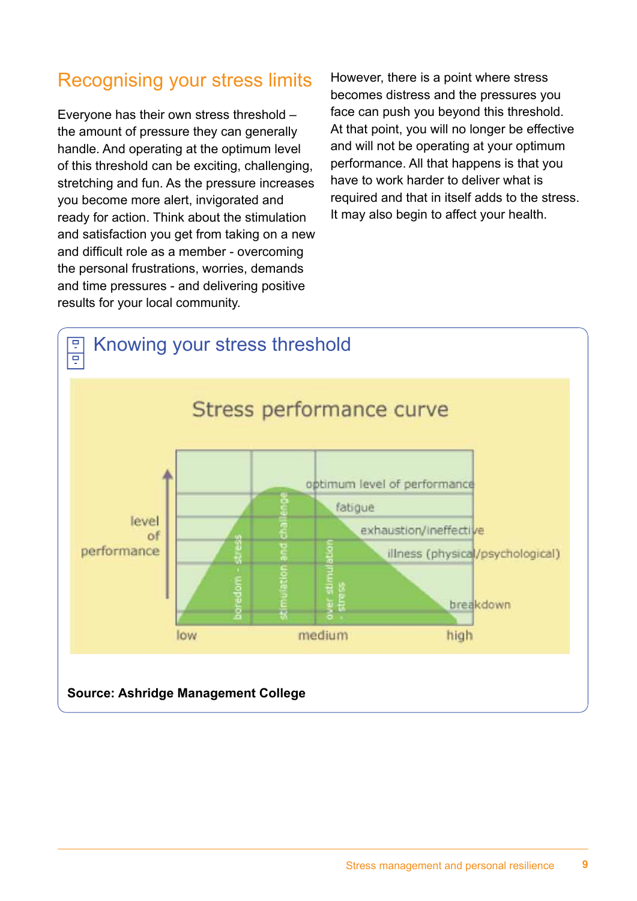## Recognising your stress limits

Everyone has their own stress threshold – the amount of pressure they can generally handle. And operating at the optimum level of this threshold can be exciting, challenging, stretching and fun. As the pressure increases you become more alert, invigorated and ready for action. Think about the stimulation and satisfaction you get from taking on a new and difficult role as a member - overcoming the personal frustrations, worries, demands and time pressures - and delivering positive results for your local community.

However, there is a point where stress becomes distress and the pressures you face can push you beyond this threshold. At that point, you will no longer be effective and will not be operating at your optimum performance. All that happens is that you have to work harder to deliver what is required and that in itself adds to the stress. It may also begin to affect your health.

### Knowing your stress threshold

Stress performance curve

level of performance

boredom - stress | stimulation and challenge | over stimulation - stress

optimum level of performance
fatigue
exhaustion/ineffective
illness (physical/psychological)
breakdown

low | medium | high

**Source: Ashridge Management College**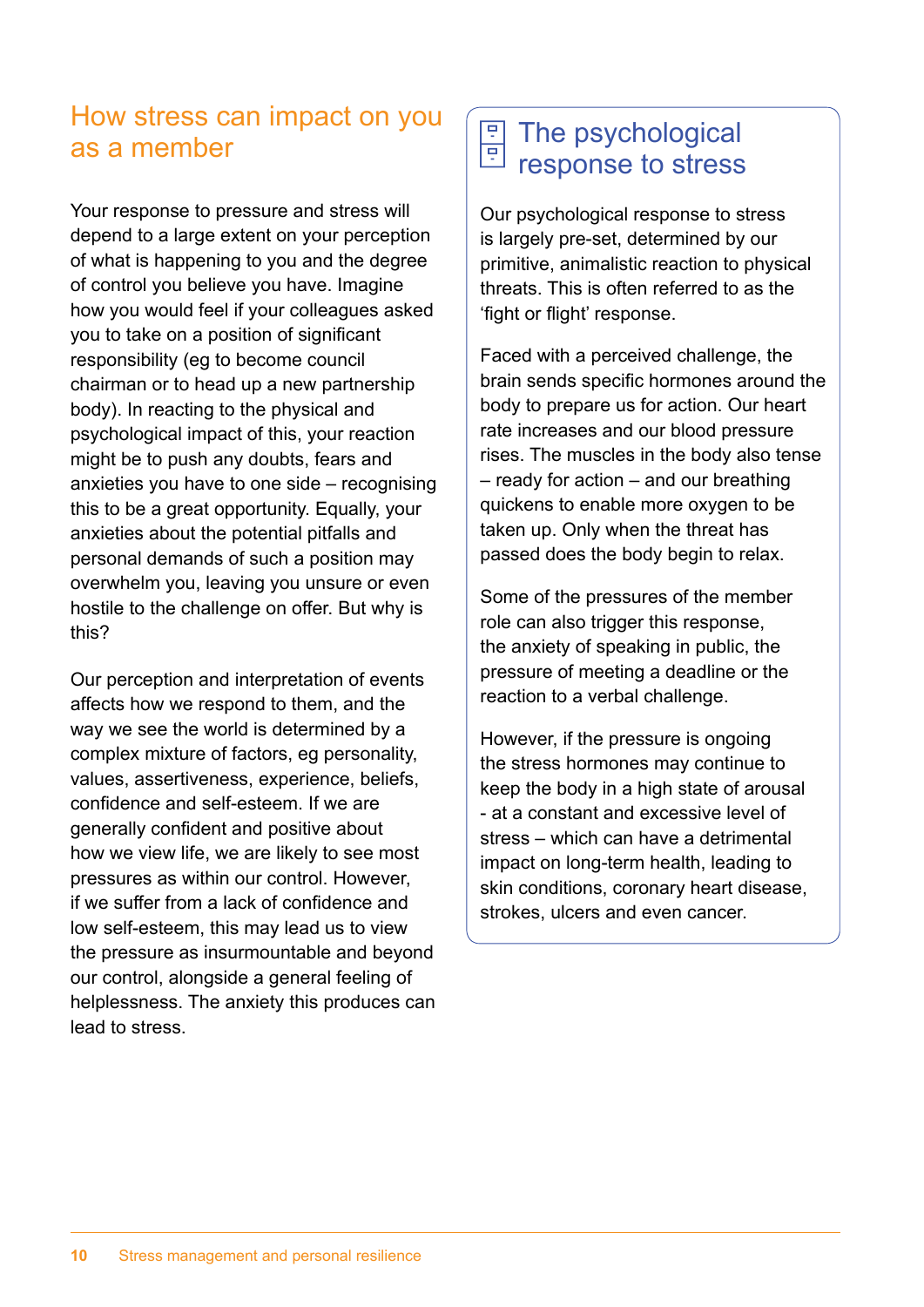## How stress can impact on you as a member

Your response to pressure and stress will depend to a large extent on your perception of what is happening to you and the degree of control you believe you have. Imagine how you would feel if your colleagues asked you to take on a position of significant responsibility (eg to become council chairman or to head up a new partnership body). In reacting to the physical and psychological impact of this, your reaction might be to push any doubts, fears and anxieties you have to one side – recognising this to be a great opportunity. Equally, your anxieties about the potential pitfalls and personal demands of such a position may overwhelm you, leaving you unsure or even hostile to the challenge on offer. But why is this?

Our perception and interpretation of events affects how we respond to them, and the way we see the world is determined by a complex mixture of factors, eg personality, values, assertiveness, experience, beliefs, confidence and self-esteem. If we are generally confident and positive about how we view life, we are likely to see most pressures as within our control. However, if we suffer from a lack of confidence and low self-esteem, this may lead us to view the pressure as insurmountable and beyond our control, alongside a general feeling of helplessness. The anxiety this produces can lead to stress.

## The psychological response to stress

Our psychological response to stress is largely pre-set, determined by our primitive, animalistic reaction to physical threats. This is often referred to as the 'fight or flight' response.

Faced with a perceived challenge, the brain sends specific hormones around the body to prepare us for action. Our heart rate increases and our blood pressure rises. The muscles in the body also tense – ready for action – and our breathing quickens to enable more oxygen to be taken up. Only when the threat has passed does the body begin to relax.

Some of the pressures of the member role can also trigger this response, the anxiety of speaking in public, the pressure of meeting a deadline or the reaction to a verbal challenge.

However, if the pressure is ongoing the stress hormones may continue to keep the body in a high state of arousal - at a constant and excessive level of stress – which can have a detrimental impact on long-term health, leading to skin conditions, coronary heart disease, strokes, ulcers and even cancer.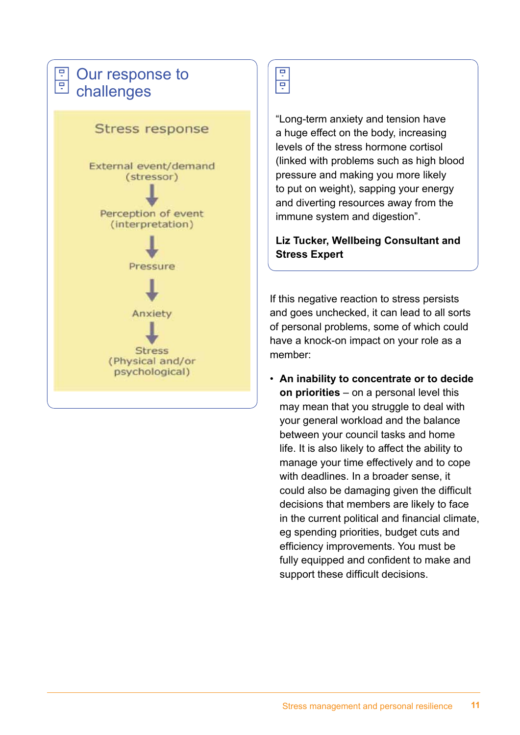## Our response to challenges

**Stress response**

External event/demand (stressor)

↓

Perception of event (interpretation)

↓

Pressure

↓

Anxiety

↓

Stress (Physical and/or psychological)

"Long-term anxiety and tension have a huge effect on the body, increasing levels of the stress hormone cortisol (linked with problems such as high blood pressure and making you more likely to put on weight), sapping your energy and diverting resources away from the immune system and digestion".

**Liz Tucker, Wellbeing Consultant and Stress Expert**

If this negative reaction to stress persists and goes unchecked, it can lead to all sorts of personal problems, some of which could have a knock-on impact on your role as a member:

- **An inability to concentrate or to decide on priorities** – on a personal level this may mean that you struggle to deal with your general workload and the balance between your council tasks and home life. It is also likely to affect the ability to manage your time effectively and to cope with deadlines. In a broader sense, it could also be damaging given the difficult decisions that members are likely to face in the current political and financial climate, eg spending priorities, budget cuts and efficiency improvements. You must be fully equipped and confident to make and support these difficult decisions.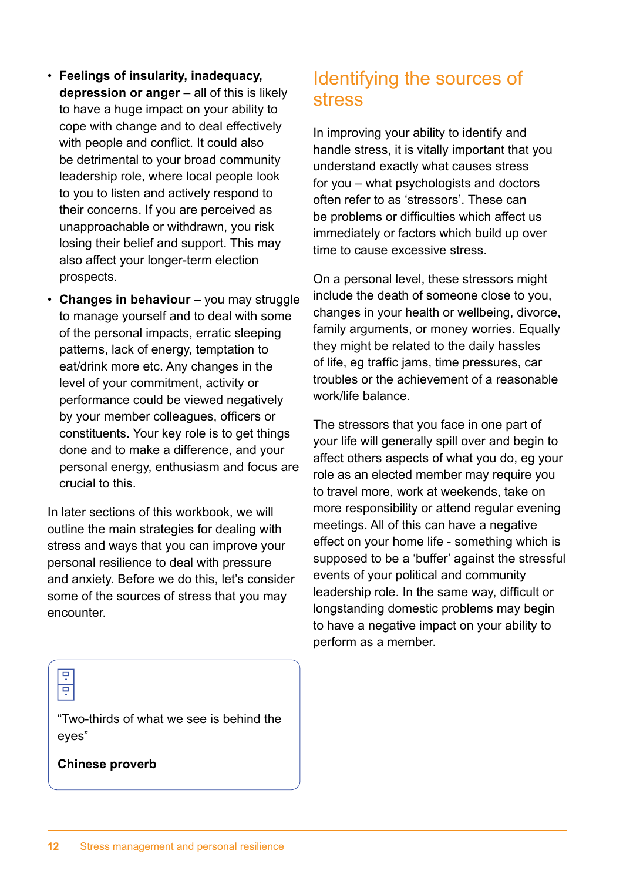- **Feelings of insularity, inadequacy, depression or anger** – all of this is likely to have a huge impact on your ability to cope with change and to deal effectively with people and conflict. It could also be detrimental to your broad community leadership role, where local people look to you to listen and actively respond to their concerns. If you are perceived as unapproachable or withdrawn, you risk losing their belief and support. This may also affect your longer-term election prospects.
- **Changes in behaviour** – you may struggle to manage yourself and to deal with some of the personal impacts, erratic sleeping patterns, lack of energy, temptation to eat/drink more etc. Any changes in the level of your commitment, activity or performance could be viewed negatively by your member colleagues, officers or constituents. Your key role is to get things done and to make a difference, and your personal energy, enthusiasm and focus are crucial to this.

In later sections of this workbook, we will outline the main strategies for dealing with stress and ways that you can improve your personal resilience to deal with pressure and anxiety. Before we do this, let's consider some of the sources of stress that you may encounter.

> "Two-thirds of what we see is behind the eyes"
>
> **Chinese proverb**

## Identifying the sources of stress

In improving your ability to identify and handle stress, it is vitally important that you understand exactly what causes stress for you – what psychologists and doctors often refer to as 'stressors'. These can be problems or difficulties which affect us immediately or factors which build up over time to cause excessive stress.

On a personal level, these stressors might include the death of someone close to you, changes in your health or wellbeing, divorce, family arguments, or money worries. Equally they might be related to the daily hassles of life, eg traffic jams, time pressures, car troubles or the achievement of a reasonable work/life balance.

The stressors that you face in one part of your life will generally spill over and begin to affect others aspects of what you do, eg your role as an elected member may require you to travel more, work at weekends, take on more responsibility or attend regular evening meetings. All of this can have a negative effect on your home life - something which is supposed to be a 'buffer' against the stressful events of your political and community leadership role. In the same way, difficult or longstanding domestic problems may begin to have a negative impact on your ability to perform as a member.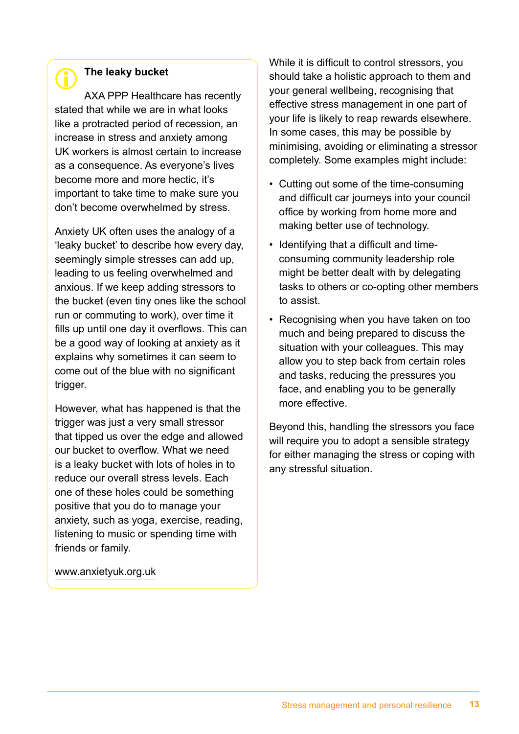### The leaky bucket

AXA PPP Healthcare has recently stated that while we are in what looks like a protracted period of recession, an increase in stress and anxiety among UK workers is almost certain to increase as a consequence. As everyone's lives become more and more hectic, it's important to take time to make sure you don't become overwhelmed by stress.

Anxiety UK often uses the analogy of a 'leaky bucket' to describe how every day, seemingly simple stresses can add up, leading to us feeling overwhelmed and anxious. If we keep adding stressors to the bucket (even tiny ones like the school run or commuting to work), over time it fills up until one day it overflows. This can be a good way of looking at anxiety as it explains why sometimes it can seem to come out of the blue with no significant trigger.

However, what has happened is that the trigger was just a very small stressor that tipped us over the edge and allowed our bucket to overflow. What we need is a leaky bucket with lots of holes in to reduce our overall stress levels. Each one of these holes could be something positive that you do to manage your anxiety, such as yoga, exercise, reading, listening to music or spending time with friends or family.

www.anxietyuk.org.uk

While it is difficult to control stressors, you should take a holistic approach to them and your general wellbeing, recognising that effective stress management in one part of your life is likely to reap rewards elsewhere. In some cases, this may be possible by minimising, avoiding or eliminating a stressor completely. Some examples might include:

- Cutting out some of the time-consuming and difficult car journeys into your council office by working from home more and making better use of technology.
- Identifying that a difficult and time-consuming community leadership role might be better dealt with by delegating tasks to others or co-opting other members to assist.
- Recognising when you have taken on too much and being prepared to discuss the situation with your colleagues. This may allow you to step back from certain roles and tasks, reducing the pressures you face, and enabling you to be generally more effective.

Beyond this, handling the stressors you face will require you to adopt a sensible strategy for either managing the stress or coping with any stressful situation.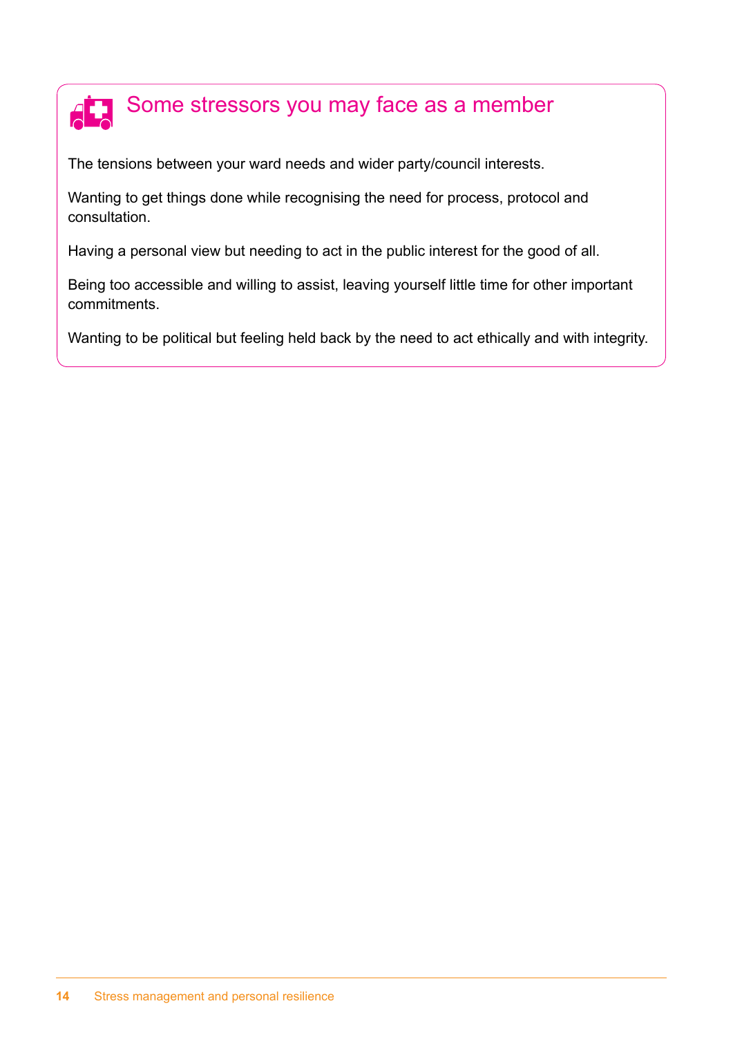## Some stressors you may face as a member

The tensions between your ward needs and wider party/council interests.

Wanting to get things done while recognising the need for process, protocol and consultation.

Having a personal view but needing to act in the public interest for the good of all.

Being too accessible and willing to assist, leaving yourself little time for other important commitments.

Wanting to be political but feeling held back by the need to act ethically and with integrity.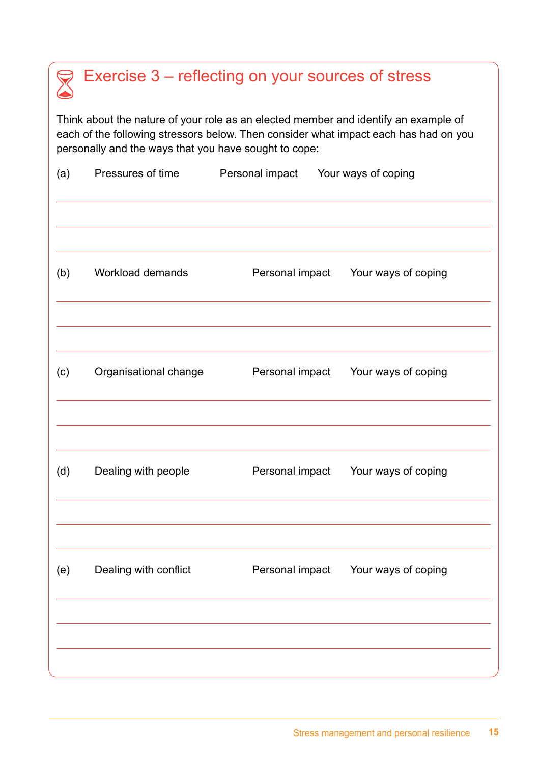## Exercise 3 – reflecting on your sources of stress

Think about the nature of your role as an elected member and identify an example of each of the following stressors below. Then consider what impact each has had on you personally and the ways that you have sought to cope:

(a) Pressures of time Personal impact Your ways of coping

(b) Workload demands Personal impact Your ways of coping

(c) Organisational change Personal impact Your ways of coping

(d) Dealing with people Personal impact Your ways of coping

(e) Dealing with conflict Personal impact Your ways of coping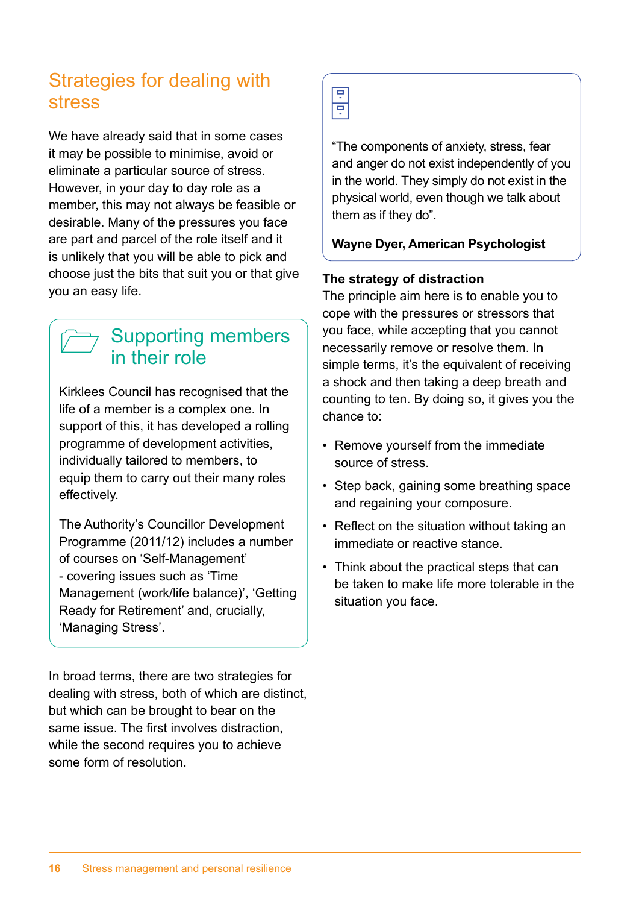## Strategies for dealing with stress

We have already said that in some cases it may be possible to minimise, avoid or eliminate a particular source of stress. However, in your day to day role as a member, this may not always be feasible or desirable. Many of the pressures you face are part and parcel of the role itself and it is unlikely that you will be able to pick and choose just the bits that suit you or that give you an easy life.

### Supporting members in their role

Kirklees Council has recognised that the life of a member is a complex one. In support of this, it has developed a rolling programme of development activities, individually tailored to members, to equip them to carry out their many roles effectively.

The Authority's Councillor Development Programme (2011/12) includes a number of courses on 'Self-Management' - covering issues such as 'Time Management (work/life balance)', 'Getting Ready for Retirement' and, crucially, 'Managing Stress'.

In broad terms, there are two strategies for dealing with stress, both of which are distinct, but which can be brought to bear on the same issue. The first involves distraction, while the second requires you to achieve some form of resolution.

> "The components of anxiety, stress, fear and anger do not exist independently of you in the world. They simply do not exist in the physical world, even though we talk about them as if they do".
>
> **Wayne Dyer, American Psychologist**

**The strategy of distraction**

The principle aim here is to enable you to cope with the pressures or stressors that you face, while accepting that you cannot necessarily remove or resolve them. In simple terms, it's the equivalent of receiving a shock and then taking a deep breath and counting to ten. By doing so, it gives you the chance to:

- Remove yourself from the immediate source of stress.
- Step back, gaining some breathing space and regaining your composure.
- Reflect on the situation without taking an immediate or reactive stance.
- Think about the practical steps that can be taken to make life more tolerable in the situation you face.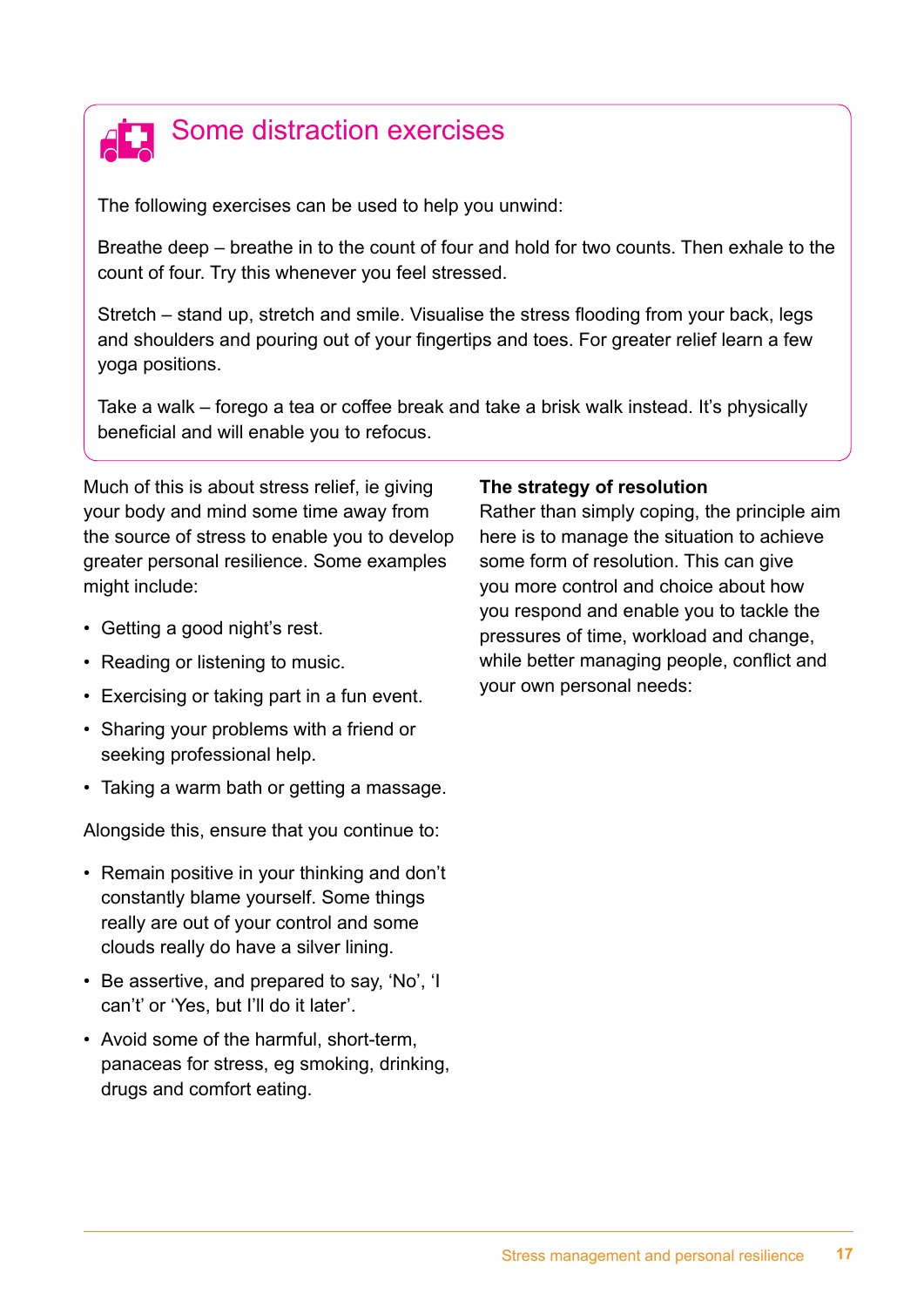## Some distraction exercises

The following exercises can be used to help you unwind:

Breathe deep – breathe in to the count of four and hold for two counts. Then exhale to the count of four. Try this whenever you feel stressed.

Stretch – stand up, stretch and smile. Visualise the stress flooding from your back, legs and shoulders and pouring out of your fingertips and toes. For greater relief learn a few yoga positions.

Take a walk – forego a tea or coffee break and take a brisk walk instead. It's physically beneficial and will enable you to refocus.

Much of this is about stress relief, ie giving your body and mind some time away from the source of stress to enable you to develop greater personal resilience. Some examples might include:

- Getting a good night's rest.
- Reading or listening to music.
- Exercising or taking part in a fun event.
- Sharing your problems with a friend or seeking professional help.
- Taking a warm bath or getting a massage.

Alongside this, ensure that you continue to:

- Remain positive in your thinking and don't constantly blame yourself. Some things really are out of your control and some clouds really do have a silver lining.
- Be assertive, and prepared to say, 'No', 'I can't' or 'Yes, but I'll do it later'.
- Avoid some of the harmful, short-term, panaceas for stress, eg smoking, drinking, drugs and comfort eating.

**The strategy of resolution**

Rather than simply coping, the principle aim here is to manage the situation to achieve some form of resolution. This can give you more control and choice about how you respond and enable you to tackle the pressures of time, workload and change, while better managing people, conflict and your own personal needs: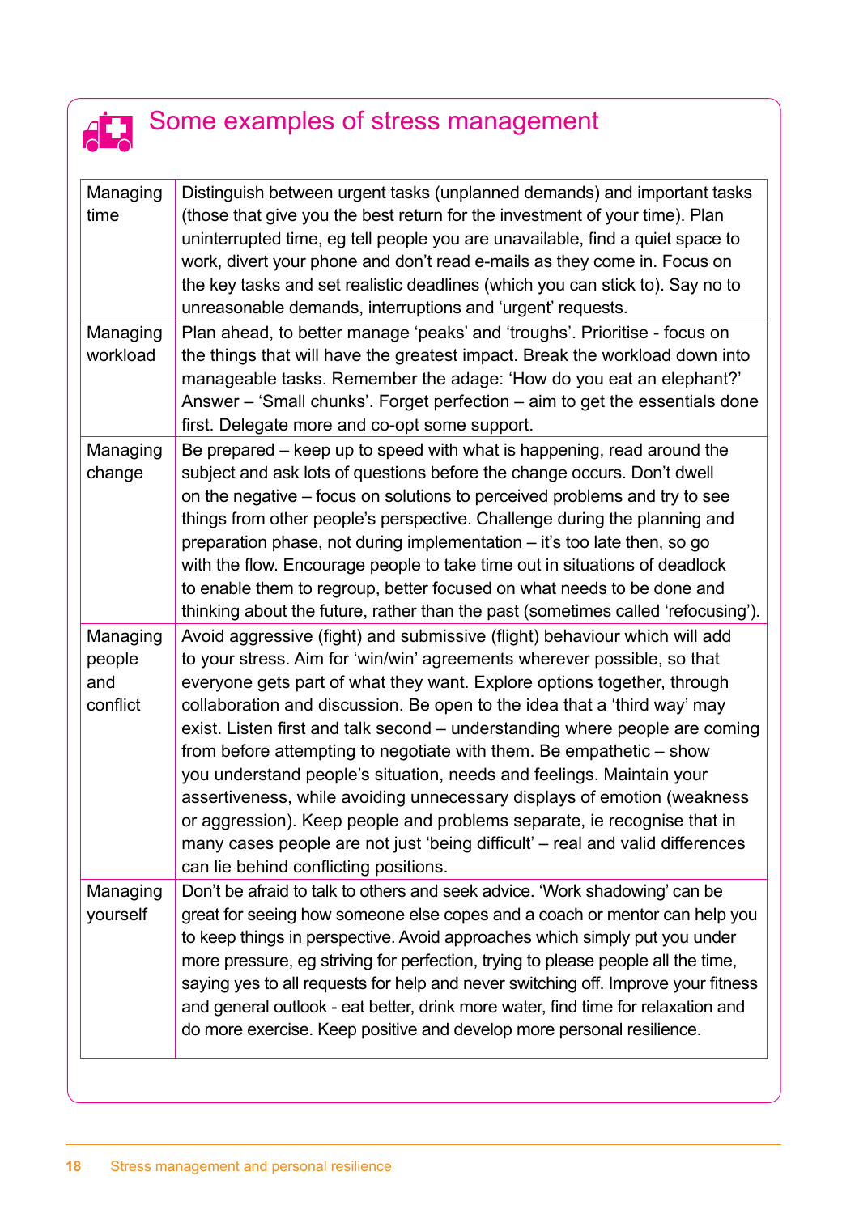## Some examples of stress management

| | |
|---|---|
| Managing time | Distinguish between urgent tasks (unplanned demands) and important tasks (those that give you the best return for the investment of your time). Plan uninterrupted time, eg tell people you are unavailable, find a quiet space to work, divert your phone and don't read e-mails as they come in. Focus on the key tasks and set realistic deadlines (which you can stick to). Say no to unreasonable demands, interruptions and 'urgent' requests. |
| Managing workload | Plan ahead, to better manage 'peaks' and 'troughs'. Prioritise - focus on the things that will have the greatest impact. Break the workload down into manageable tasks. Remember the adage: 'How do you eat an elephant?' Answer – 'Small chunks'. Forget perfection – aim to get the essentials done first. Delegate more and co-opt some support. |
| Managing change | Be prepared – keep up to speed with what is happening, read around the subject and ask lots of questions before the change occurs. Don't dwell on the negative – focus on solutions to perceived problems and try to see things from other people's perspective. Challenge during the planning and preparation phase, not during implementation – it's too late then, so go with the flow. Encourage people to take time out in situations of deadlock to enable them to regroup, better focused on what needs to be done and thinking about the future, rather than the past (sometimes called 'refocusing'). |
| Managing people and conflict | Avoid aggressive (fight) and submissive (flight) behaviour which will add to your stress. Aim for 'win/win' agreements wherever possible, so that everyone gets part of what they want. Explore options together, through collaboration and discussion. Be open to the idea that a 'third way' may exist. Listen first and talk second – understanding where people are coming from before attempting to negotiate with them. Be empathetic – show you understand people's situation, needs and feelings. Maintain your assertiveness, while avoiding unnecessary displays of emotion (weakness or aggression). Keep people and problems separate, ie recognise that in many cases people are not just 'being difficult' – real and valid differences can lie behind conflicting positions. |
| Managing yourself | Don't be afraid to talk to others and seek advice. 'Work shadowing' can be great for seeing how someone else copes and a coach or mentor can help you to keep things in perspective. Avoid approaches which simply put you under more pressure, eg striving for perfection, trying to please people all the time, saying yes to all requests for help and never switching off. Improve your fitness and general outlook - eat better, drink more water, find time for relaxation and do more exercise. Keep positive and develop more personal resilience. |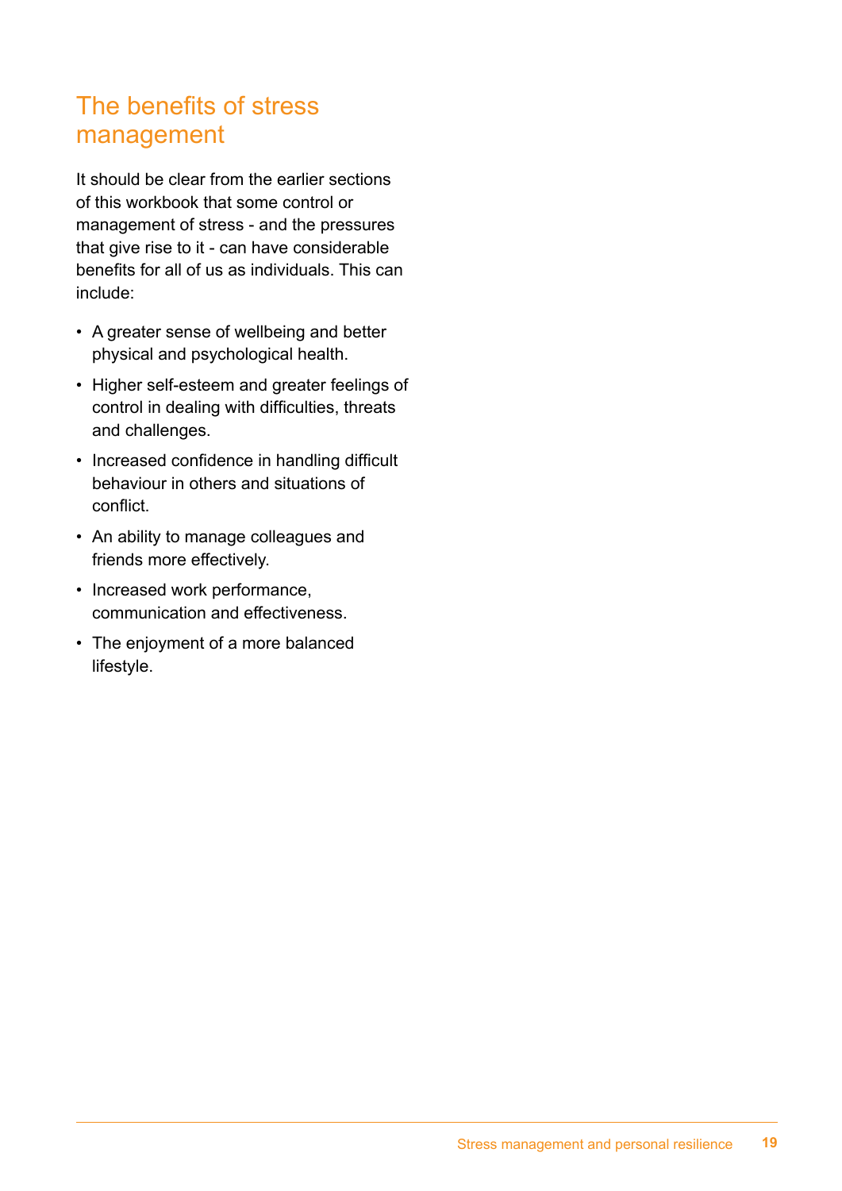# The benefits of stress management

It should be clear from the earlier sections of this workbook that some control or management of stress - and the pressures that give rise to it - can have considerable benefits for all of us as individuals. This can include:

- A greater sense of wellbeing and better physical and psychological health.
- Higher self-esteem and greater feelings of control in dealing with difficulties, threats and challenges.
- Increased confidence in handling difficult behaviour in others and situations of conflict.
- An ability to manage colleagues and friends more effectively.
- Increased work performance, communication and effectiveness.
- The enjoyment of a more balanced lifestyle.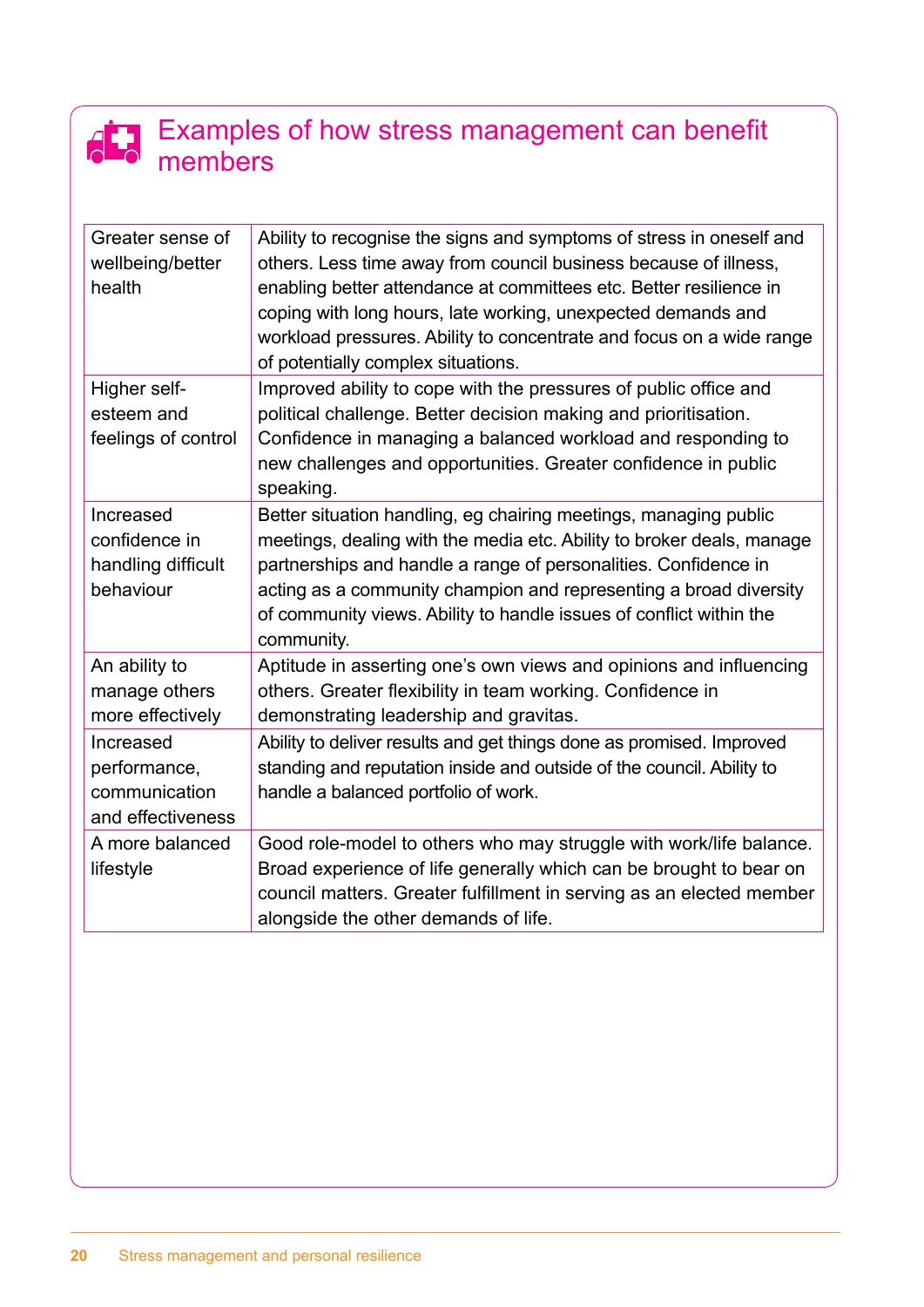## Examples of how stress management can benefit members

| | |
|---|---|
| Greater sense of wellbeing/better health | Ability to recognise the signs and symptoms of stress in oneself and others. Less time away from council business because of illness, enabling better attendance at committees etc. Better resilience in coping with long hours, late working, unexpected demands and workload pressures. Ability to concentrate and focus on a wide range of potentially complex situations. |
| Higher self-esteem and feelings of control | Improved ability to cope with the pressures of public office and political challenge. Better decision making and prioritisation. Confidence in managing a balanced workload and responding to new challenges and opportunities. Greater confidence in public speaking. |
| Increased confidence in handling difficult behaviour | Better situation handling, eg chairing meetings, managing public meetings, dealing with the media etc. Ability to broker deals, manage partnerships and handle a range of personalities. Confidence in acting as a community champion and representing a broad diversity of community views. Ability to handle issues of conflict within the community. |
| An ability to manage others more effectively | Aptitude in asserting one's own views and opinions and influencing others. Greater flexibility in team working. Confidence in demonstrating leadership and gravitas. |
| Increased performance, communication and effectiveness | Ability to deliver results and get things done as promised. Improved standing and reputation inside and outside of the council. Ability to handle a balanced portfolio of work. |
| A more balanced lifestyle | Good role-model to others who may struggle with work/life balance. Broad experience of life generally which can be brought to bear on council matters. Greater fulfillment in serving as an elected member alongside the other demands of life. |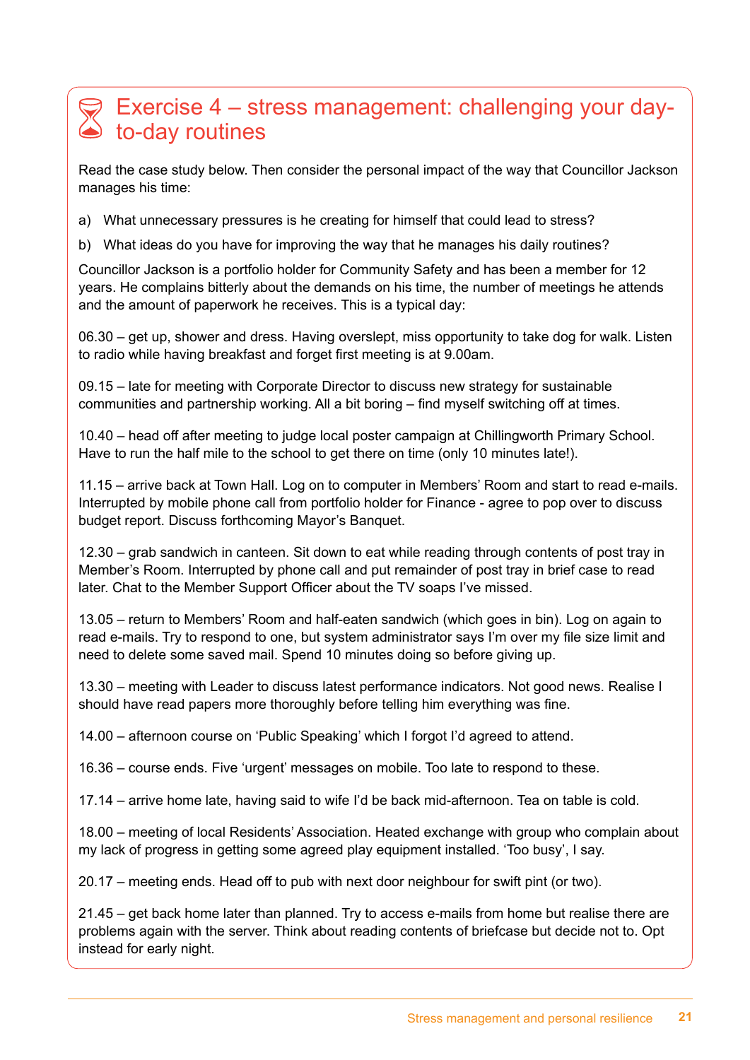# Exercise 4 – stress management: challenging your day-to-day routines

Read the case study below. Then consider the personal impact of the way that Councillor Jackson manages his time:

a) What unnecessary pressures is he creating for himself that could lead to stress?

b) What ideas do you have for improving the way that he manages his daily routines?

Councillor Jackson is a portfolio holder for Community Safety and has been a member for 12 years. He complains bitterly about the demands on his time, the number of meetings he attends and the amount of paperwork he receives. This is a typical day:

06.30 – get up, shower and dress. Having overslept, miss opportunity to take dog for walk. Listen to radio while having breakfast and forget first meeting is at 9.00am.

09.15 – late for meeting with Corporate Director to discuss new strategy for sustainable communities and partnership working. All a bit boring – find myself switching off at times.

10.40 – head off after meeting to judge local poster campaign at Chillingworth Primary School. Have to run the half mile to the school to get there on time (only 10 minutes late!).

11.15 – arrive back at Town Hall. Log on to computer in Members' Room and start to read e-mails. Interrupted by mobile phone call from portfolio holder for Finance - agree to pop over to discuss budget report. Discuss forthcoming Mayor's Banquet.

12.30 – grab sandwich in canteen. Sit down to eat while reading through contents of post tray in Member's Room. Interrupted by phone call and put remainder of post tray in brief case to read later. Chat to the Member Support Officer about the TV soaps I've missed.

13.05 – return to Members' Room and half-eaten sandwich (which goes in bin). Log on again to read e-mails. Try to respond to one, but system administrator says I'm over my file size limit and need to delete some saved mail. Spend 10 minutes doing so before giving up.

13.30 – meeting with Leader to discuss latest performance indicators. Not good news. Realise I should have read papers more thoroughly before telling him everything was fine.

14.00 – afternoon course on 'Public Speaking' which I forgot I'd agreed to attend.

16.36 – course ends. Five 'urgent' messages on mobile. Too late to respond to these.

17.14 – arrive home late, having said to wife I'd be back mid-afternoon. Tea on table is cold.

18.00 – meeting of local Residents' Association. Heated exchange with group who complain about my lack of progress in getting some agreed play equipment installed. 'Too busy', I say.

20.17 – meeting ends. Head off to pub with next door neighbour for swift pint (or two).

21.45 – get back home later than planned. Try to access e-mails from home but realise there are problems again with the server. Think about reading contents of briefcase but decide not to. Opt instead for early night.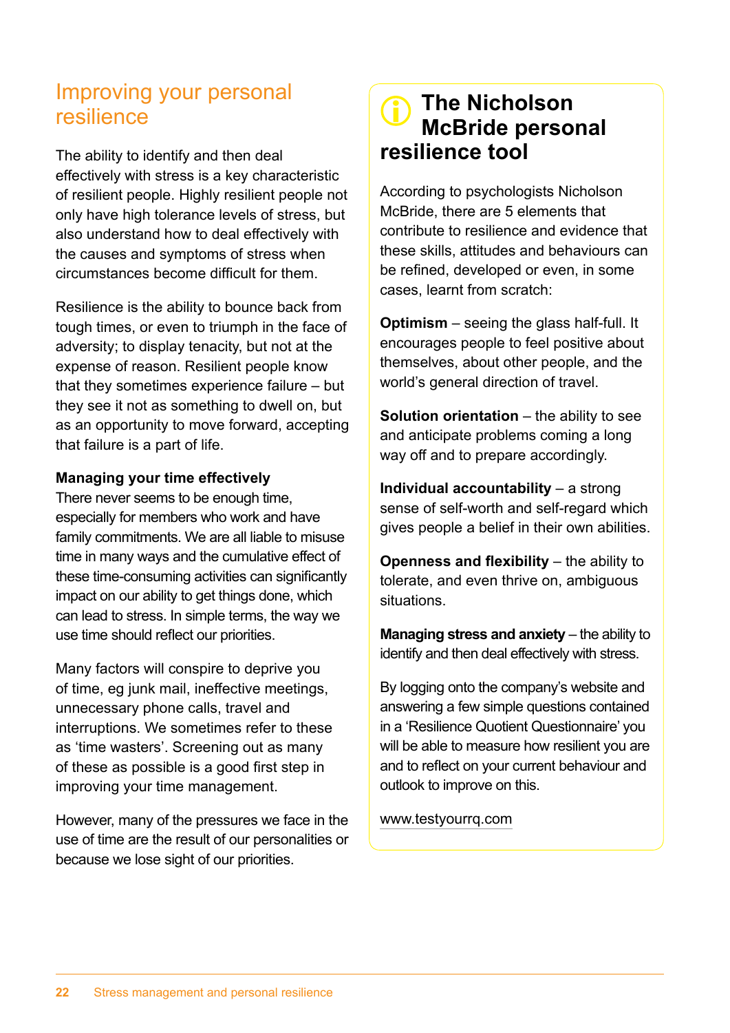## Improving your personal resilience

The ability to identify and then deal effectively with stress is a key characteristic of resilient people. Highly resilient people not only have high tolerance levels of stress, but also understand how to deal effectively with the causes and symptoms of stress when circumstances become difficult for them.

Resilience is the ability to bounce back from tough times, or even to triumph in the face of adversity; to display tenacity, but not at the expense of reason. Resilient people know that they sometimes experience failure – but they see it not as something to dwell on, but as an opportunity to move forward, accepting that failure is a part of life.

**Managing your time effectively**

There never seems to be enough time, especially for members who work and have family commitments. We are all liable to misuse time in many ways and the cumulative effect of these time-consuming activities can significantly impact on our ability to get things done, which can lead to stress. In simple terms, the way we use time should reflect our priorities.

Many factors will conspire to deprive you of time, eg junk mail, ineffective meetings, unnecessary phone calls, travel and interruptions. We sometimes refer to these as 'time wasters'. Screening out as many of these as possible is a good first step in improving your time management.

However, many of the pressures we face in the use of time are the result of our personalities or because we lose sight of our priorities.

### The Nicholson McBride personal resilience tool

According to psychologists Nicholson McBride, there are 5 elements that contribute to resilience and evidence that these skills, attitudes and behaviours can be refined, developed or even, in some cases, learnt from scratch:

**Optimism** – seeing the glass half-full. It encourages people to feel positive about themselves, about other people, and the world's general direction of travel.

**Solution orientation** – the ability to see and anticipate problems coming a long way off and to prepare accordingly.

**Individual accountability** – a strong sense of self-worth and self-regard which gives people a belief in their own abilities.

**Openness and flexibility** – the ability to tolerate, and even thrive on, ambiguous situations.

**Managing stress and anxiety** – the ability to identify and then deal effectively with stress.

By logging onto the company's website and answering a few simple questions contained in a 'Resilience Quotient Questionnaire' you will be able to measure how resilient you are and to reflect on your current behaviour and outlook to improve on this.

www.testyourrq.com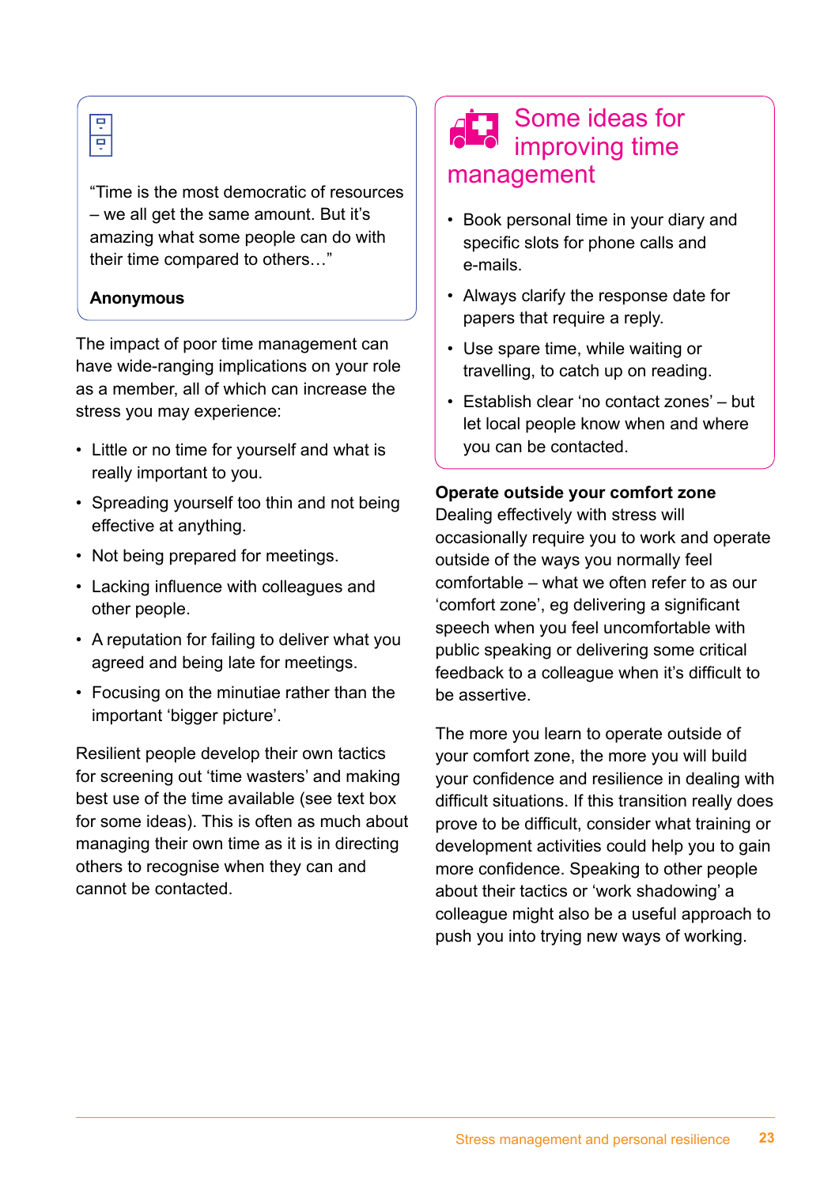> "Time is the most democratic of resources – we all get the same amount. But it's amazing what some people can do with their time compared to others…"
>
> **Anonymous**

The impact of poor time management can have wide-ranging implications on your role as a member, all of which can increase the stress you may experience:

- Little or no time for yourself and what is really important to you.
- Spreading yourself too thin and not being effective at anything.
- Not being prepared for meetings.
- Lacking influence with colleagues and other people.
- A reputation for failing to deliver what you agreed and being late for meetings.
- Focusing on the minutiae rather than the important 'bigger picture'.

Resilient people develop their own tactics for screening out 'time wasters' and making best use of the time available (see text box for some ideas). This is often as much about managing their own time as it is in directing others to recognise when they can and cannot be contacted.

## Some ideas for improving time management

- Book personal time in your diary and specific slots for phone calls and e-mails.
- Always clarify the response date for papers that require a reply.
- Use spare time, while waiting or travelling, to catch up on reading.
- Establish clear 'no contact zones' – but let local people know when and where you can be contacted.

**Operate outside your comfort zone**

Dealing effectively with stress will occasionally require you to work and operate outside of the ways you normally feel comfortable – what we often refer to as our 'comfort zone', eg delivering a significant speech when you feel uncomfortable with public speaking or delivering some critical feedback to a colleague when it's difficult to be assertive.

The more you learn to operate outside of your comfort zone, the more you will build your confidence and resilience in dealing with difficult situations. If this transition really does prove to be difficult, consider what training or development activities could help you to gain more confidence. Speaking to other people about their tactics or 'work shadowing' a colleague might also be a useful approach to push you into trying new ways of working.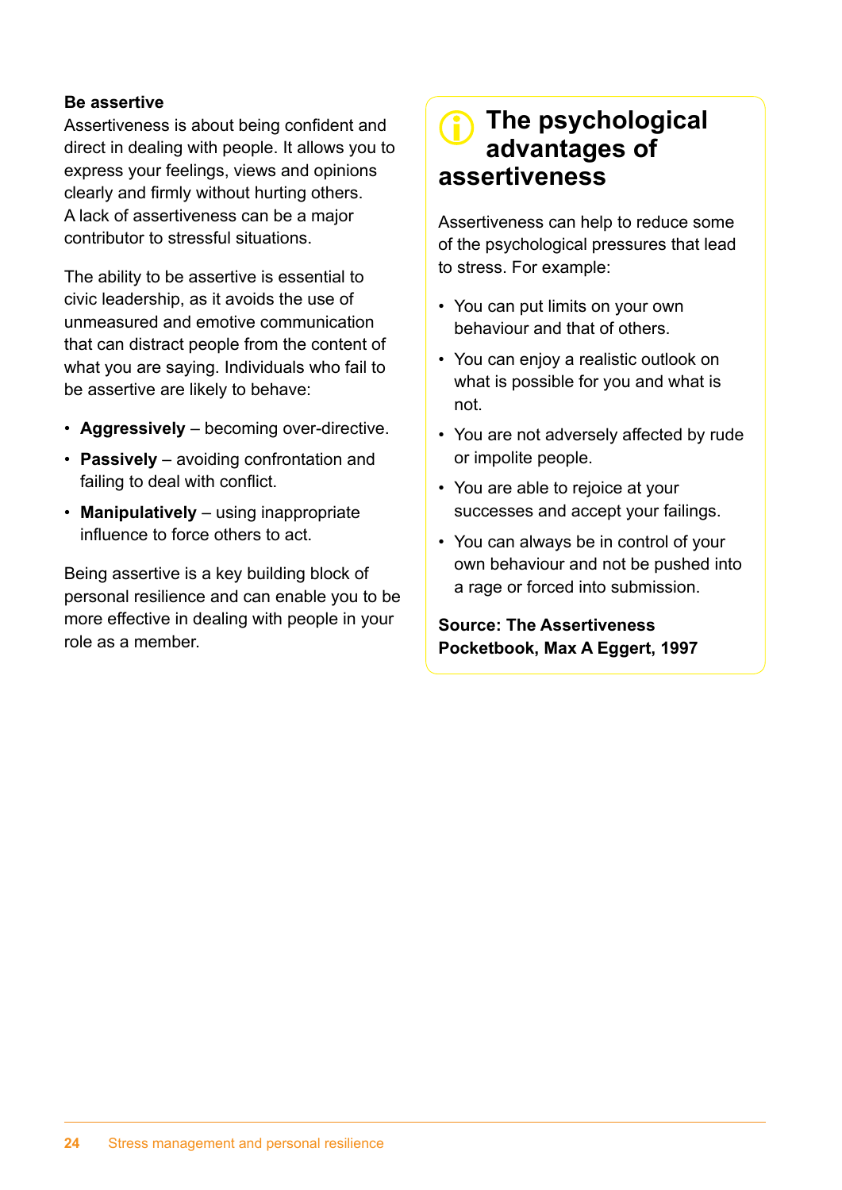**Be assertive**

Assertiveness is about being confident and direct in dealing with people. It allows you to express your feelings, views and opinions clearly and firmly without hurting others. A lack of assertiveness can be a major contributor to stressful situations.

The ability to be assertive is essential to civic leadership, as it avoids the use of unmeasured and emotive communication that can distract people from the content of what you are saying. Individuals who fail to be assertive are likely to behave:

- **Aggressively** – becoming over-directive.
- **Passively** – avoiding confrontation and failing to deal with conflict.
- **Manipulatively** – using inappropriate influence to force others to act.

Being assertive is a key building block of personal resilience and can enable you to be more effective in dealing with people in your role as a member.

## The psychological advantages of assertiveness

Assertiveness can help to reduce some of the psychological pressures that lead to stress. For example:

- You can put limits on your own behaviour and that of others.
- You can enjoy a realistic outlook on what is possible for you and what is not.
- You are not adversely affected by rude or impolite people.
- You are able to rejoice at your successes and accept your failings.
- You can always be in control of your own behaviour and not be pushed into a rage or forced into submission.

**Source: The Assertiveness Pocketbook, Max A Eggert, 1997**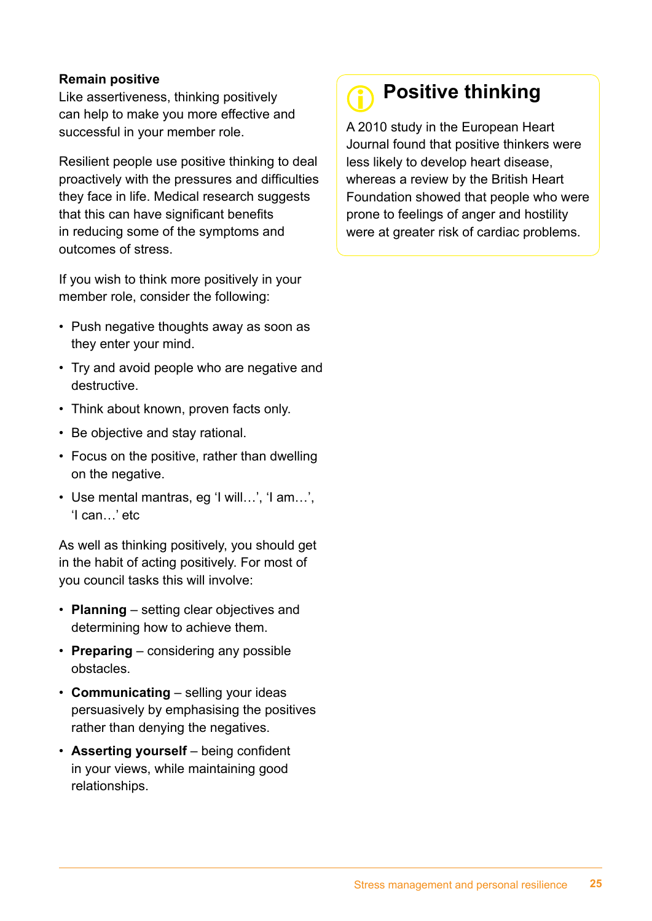**Remain positive**

Like assertiveness, thinking positively can help to make you more effective and successful in your member role.

Resilient people use positive thinking to deal proactively with the pressures and difficulties they face in life. Medical research suggests that this can have significant benefits in reducing some of the symptoms and outcomes of stress.

If you wish to think more positively in your member role, consider the following:

- Push negative thoughts away as soon as they enter your mind.
- Try and avoid people who are negative and destructive.
- Think about known, proven facts only.
- Be objective and stay rational.
- Focus on the positive, rather than dwelling on the negative.
- Use mental mantras, eg 'I will…', 'I am…', 'I can…' etc

As well as thinking positively, you should get in the habit of acting positively. For most of you council tasks this will involve:

- **Planning** – setting clear objectives and determining how to achieve them.
- **Preparing** – considering any possible obstacles.
- **Communicating** – selling your ideas persuasively by emphasising the positives rather than denying the negatives.
- **Asserting yourself** – being confident in your views, while maintaining good relationships.

## Positive thinking

A 2010 study in the European Heart Journal found that positive thinkers were less likely to develop heart disease, whereas a review by the British Heart Foundation showed that people who were prone to feelings of anger and hostility were at greater risk of cardiac problems.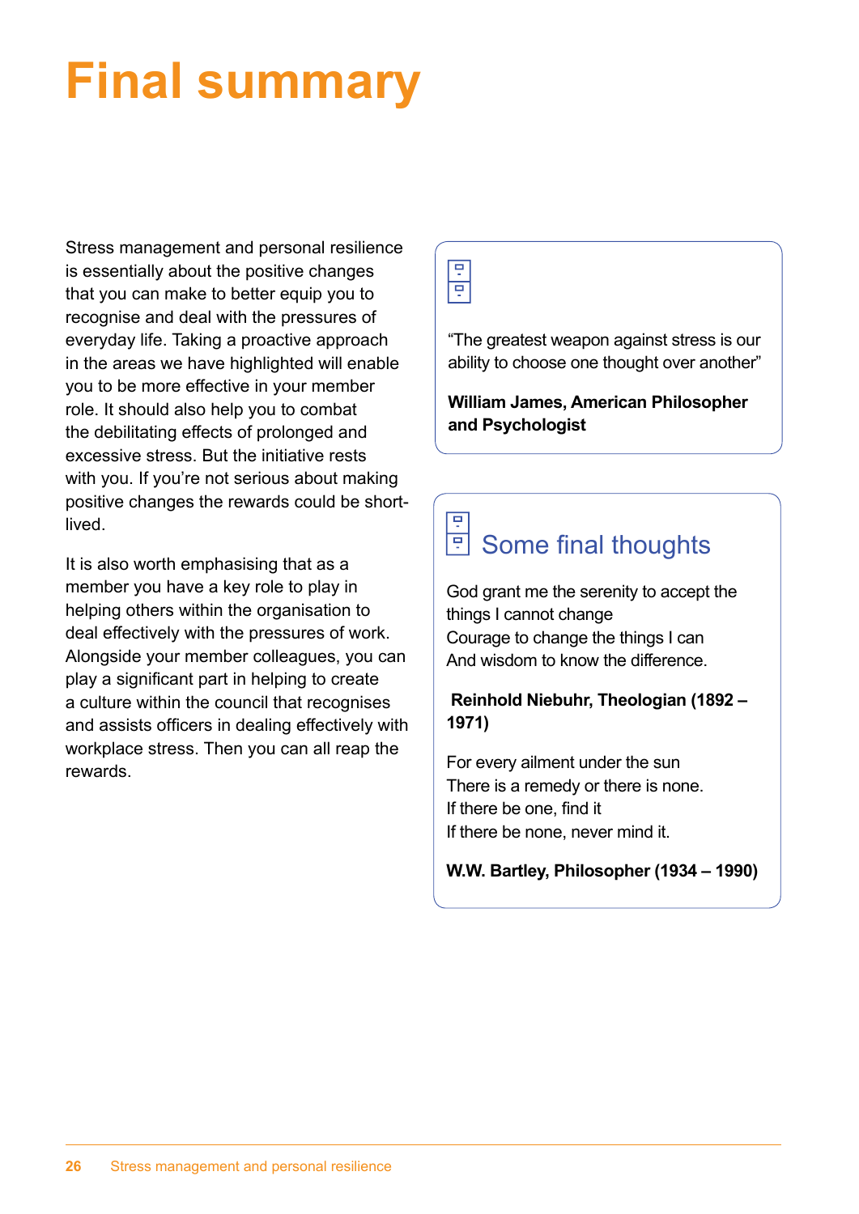# Final summary

Stress management and personal resilience is essentially about the positive changes that you can make to better equip you to recognise and deal with the pressures of everyday life. Taking a proactive approach in the areas we have highlighted will enable you to be more effective in your member role. It should also help you to combat the debilitating effects of prolonged and excessive stress. But the initiative rests with you. If you're not serious about making positive changes the rewards could be short-lived.

It is also worth emphasising that as a member you have a key role to play in helping others within the organisation to deal effectively with the pressures of work. Alongside your member colleagues, you can play a significant part in helping to create a culture within the council that recognises and assists officers in dealing effectively with workplace stress. Then you can all reap the rewards.

"The greatest weapon against stress is our ability to choose one thought over another"

**William James, American Philosopher and Psychologist**

## Some final thoughts

God grant me the serenity to accept the things I cannot change
Courage to change the things I can
And wisdom to know the difference.

**Reinhold Niebuhr, Theologian (1892 – 1971)**

For every ailment under the sun
There is a remedy or there is none.
If there be one, find it
If there be none, never mind it.

**W.W. Bartley, Philosopher (1934 – 1990)**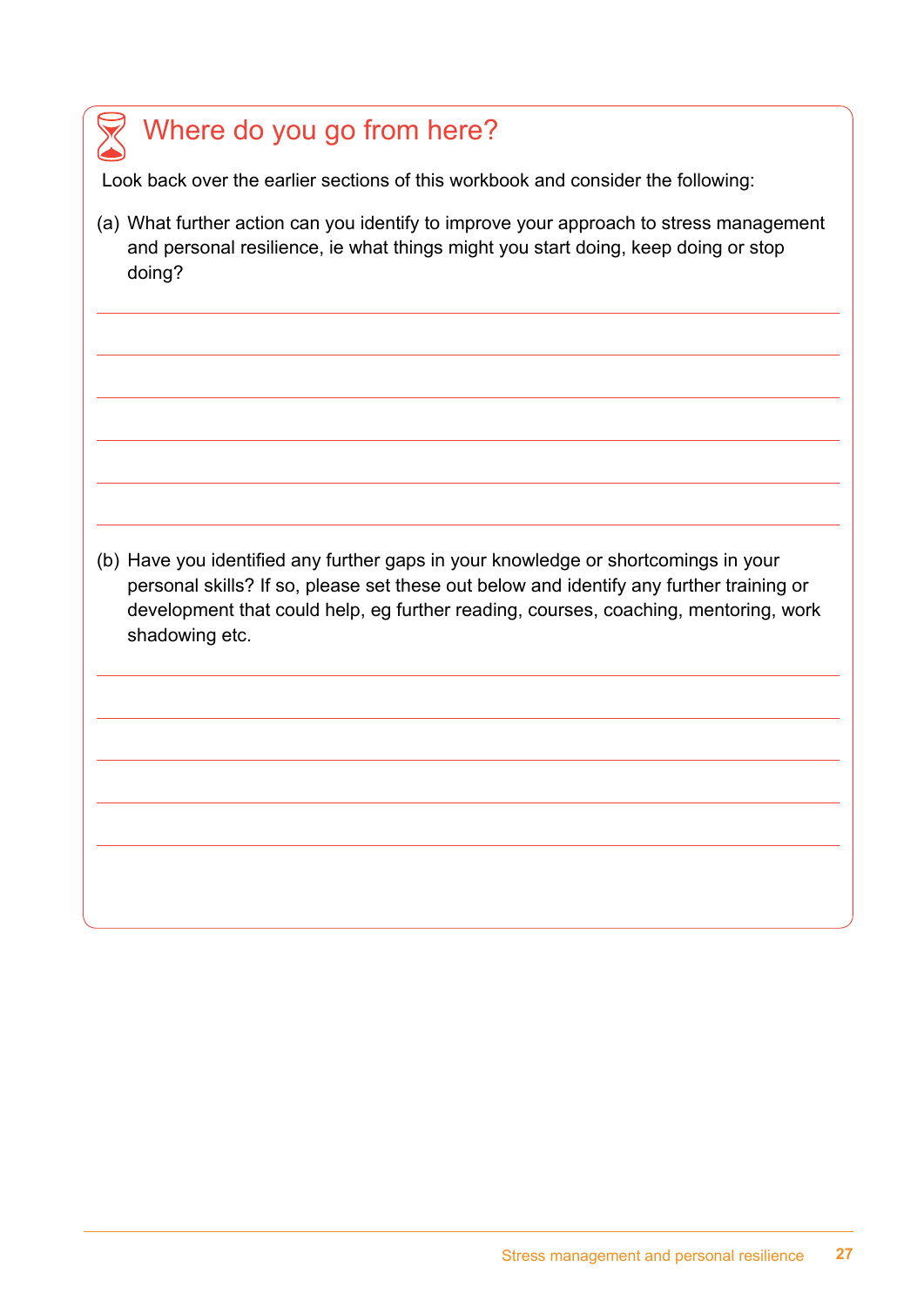## Where do you go from here?

Look back over the earlier sections of this workbook and consider the following:

(a) What further action can you identify to improve your approach to stress management and personal resilience, ie what things might you start doing, keep doing or stop doing?

(b) Have you identified any further gaps in your knowledge or shortcomings in your personal skills? If so, please set these out below and identify any further training or development that could help, eg further reading, courses, coaching, mentoring, work shadowing etc.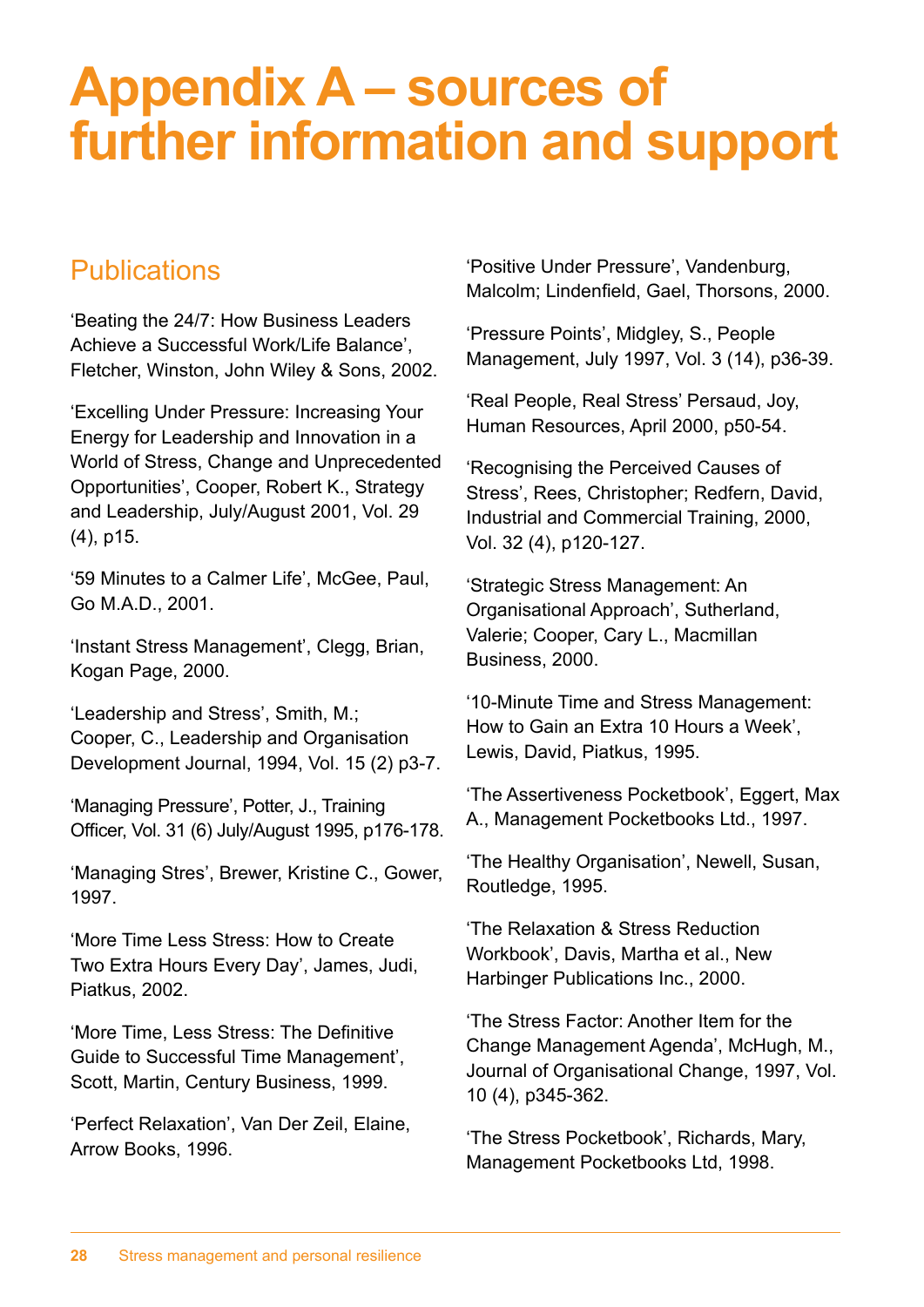# Appendix A – sources of further information and support

## Publications

‘Beating the 24/7: How Business Leaders Achieve a Successful Work/Life Balance’, Fletcher, Winston, John Wiley & Sons, 2002.

‘Excelling Under Pressure: Increasing Your Energy for Leadership and Innovation in a World of Stress, Change and Unprecedented Opportunities’, Cooper, Robert K., Strategy and Leadership, July/August 2001, Vol. 29 (4), p15.

‘59 Minutes to a Calmer Life’, McGee, Paul, Go M.A.D., 2001.

‘Instant Stress Management’, Clegg, Brian, Kogan Page, 2000.

‘Leadership and Stress’, Smith, M.; Cooper, C., Leadership and Organisation Development Journal, 1994, Vol. 15 (2) p3-7.

‘Managing Pressure’, Potter, J., Training Officer, Vol. 31 (6) July/August 1995, p176-178.

‘Managing Stres’, Brewer, Kristine C., Gower, 1997.

‘More Time Less Stress: How to Create Two Extra Hours Every Day’, James, Judi, Piatkus, 2002.

‘More Time, Less Stress: The Definitive Guide to Successful Time Management’, Scott, Martin, Century Business, 1999.

‘Perfect Relaxation’, Van Der Zeil, Elaine, Arrow Books, 1996.

‘Positive Under Pressure’, Vandenburg, Malcolm; Lindenfield, Gael, Thorsons, 2000.

‘Pressure Points’, Midgley, S., People Management, July 1997, Vol. 3 (14), p36-39.

‘Real People, Real Stress’ Persaud, Joy, Human Resources, April 2000, p50-54.

‘Recognising the Perceived Causes of Stress’, Rees, Christopher; Redfern, David, Industrial and Commercial Training, 2000, Vol. 32 (4), p120-127.

‘Strategic Stress Management: An Organisational Approach’, Sutherland, Valerie; Cooper, Cary L., Macmillan Business, 2000.

‘10-Minute Time and Stress Management: How to Gain an Extra 10 Hours a Week’, Lewis, David, Piatkus, 1995.

‘The Assertiveness Pocketbook’, Eggert, Max A., Management Pocketbooks Ltd., 1997.

‘The Healthy Organisation’, Newell, Susan, Routledge, 1995.

‘The Relaxation & Stress Reduction Workbook’, Davis, Martha et al., New Harbinger Publications Inc., 2000.

‘The Stress Factor: Another Item for the Change Management Agenda’, McHugh, M., Journal of Organisational Change, 1997, Vol. 10 (4), p345-362.

‘The Stress Pocketbook’, Richards, Mary, Management Pocketbooks Ltd, 1998.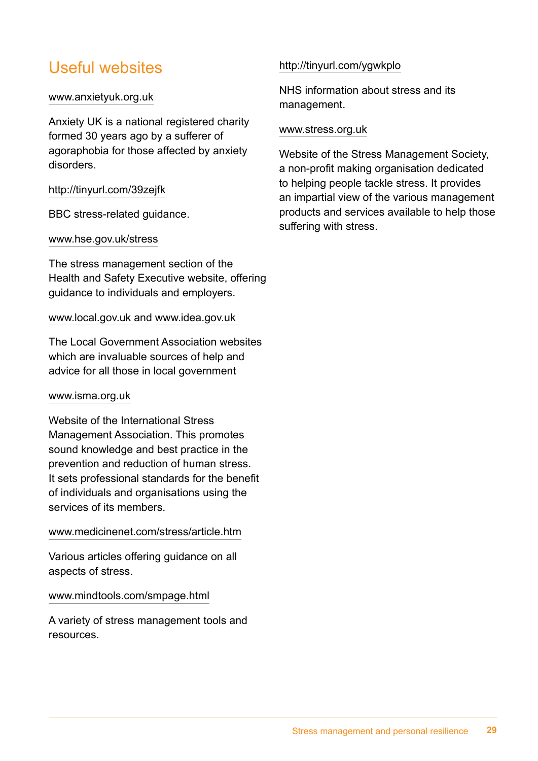## Useful websites

www.anxietyuk.org.uk

Anxiety UK is a national registered charity formed 30 years ago by a sufferer of agoraphobia for those affected by anxiety disorders.

http://tinyurl.com/39zejfk

BBC stress-related guidance.

www.hse.gov.uk/stress

The stress management section of the Health and Safety Executive website, offering guidance to individuals and employers.

www.local.gov.uk and www.idea.gov.uk

The Local Government Association websites which are invaluable sources of help and advice for all those in local government

www.isma.org.uk

Website of the International Stress Management Association. This promotes sound knowledge and best practice in the prevention and reduction of human stress. It sets professional standards for the benefit of individuals and organisations using the services of its members.

www.medicinenet.com/stress/article.htm

Various articles offering guidance on all aspects of stress.

www.mindtools.com/smpage.html

A variety of stress management tools and resources.

http://tinyurl.com/ygwkplo

NHS information about stress and its management.

www.stress.org.uk

Website of the Stress Management Society, a non-profit making organisation dedicated to helping people tackle stress. It provides an impartial view of the various management products and services available to help those suffering with stress.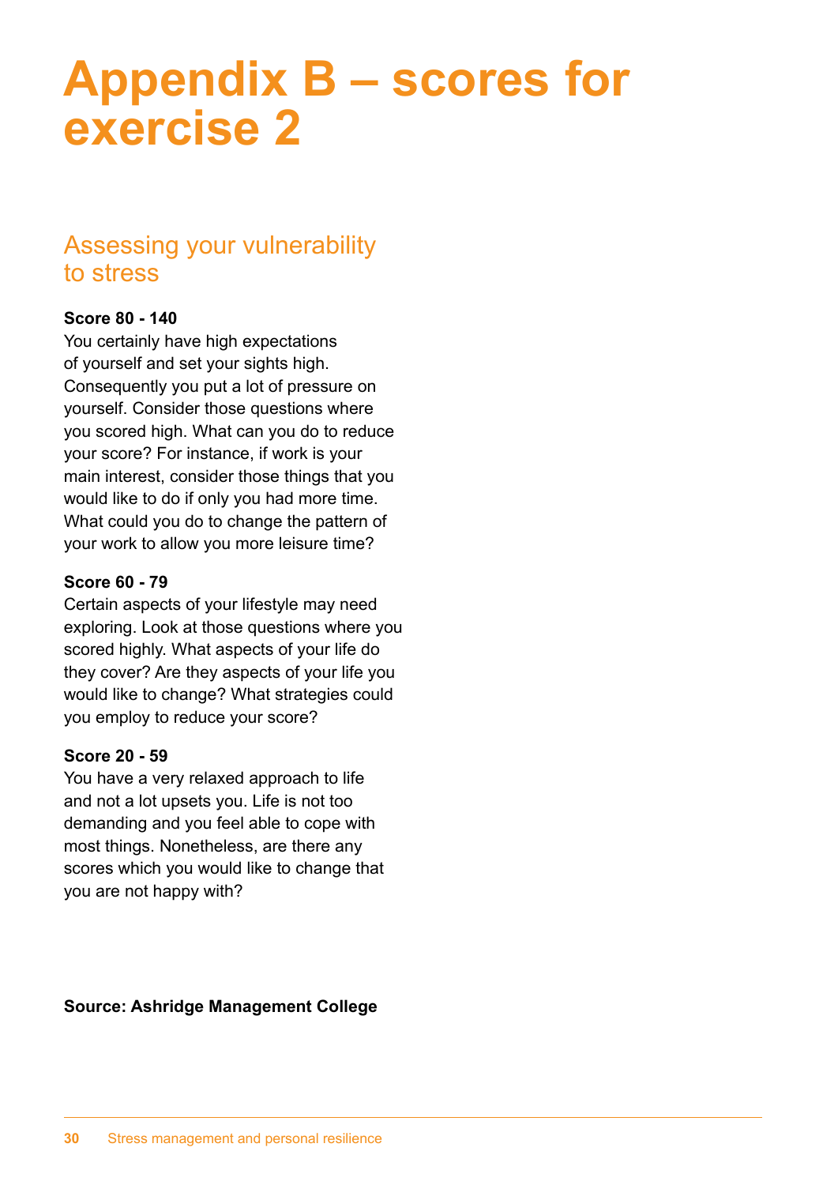# Appendix B – scores for exercise 2

## Assessing your vulnerability to stress

**Score 80 - 140**

You certainly have high expectations of yourself and set your sights high. Consequently you put a lot of pressure on yourself. Consider those questions where you scored high. What can you do to reduce your score? For instance, if work is your main interest, consider those things that you would like to do if only you had more time. What could you do to change the pattern of your work to allow you more leisure time?

**Score 60 - 79**

Certain aspects of your lifestyle may need exploring. Look at those questions where you scored highly. What aspects of your life do they cover? Are they aspects of your life you would like to change? What strategies could you employ to reduce your score?

**Score 20 - 59**

You have a very relaxed approach to life and not a lot upsets you. Life is not too demanding and you feel able to cope with most things. Nonetheless, are there any scores which you would like to change that you are not happy with?

**Source: Ashridge Management College**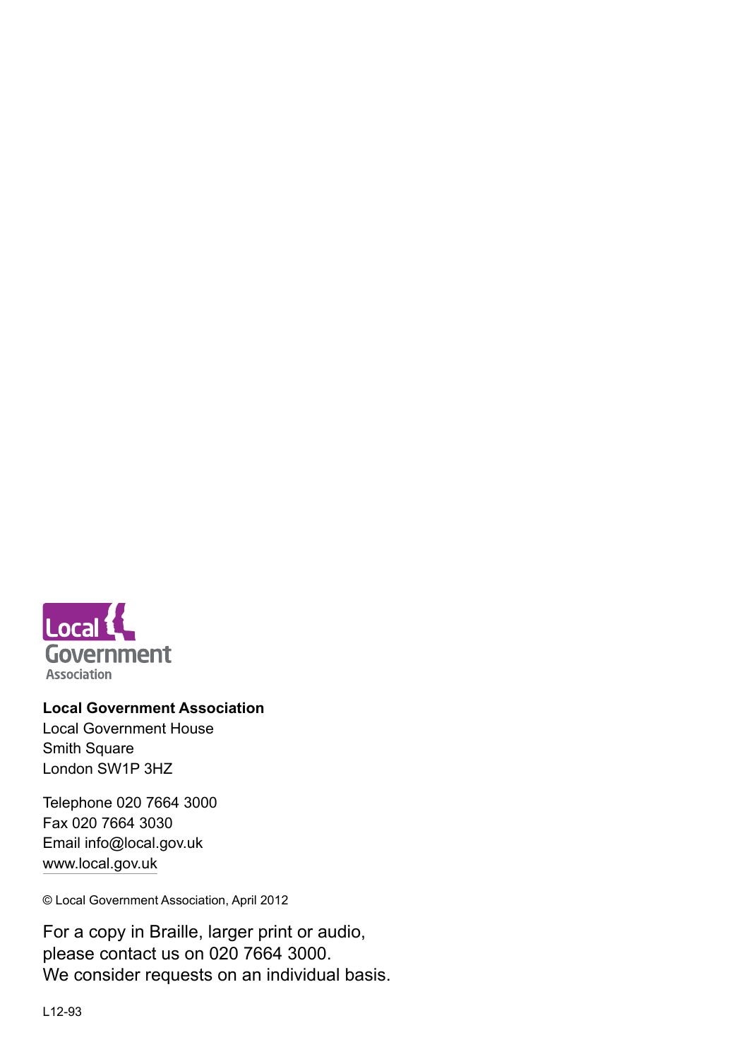Local Government Association

**Local Government Association**
Local Government House
Smith Square
London SW1P 3HZ

Telephone 020 7664 3000
Fax 020 7664 3030
Email info@local.gov.uk
www.local.gov.uk

© Local Government Association, April 2012

For a copy in Braille, larger print or audio, please contact us on 020 7664 3000.
We consider requests on an individual basis.

L12-93